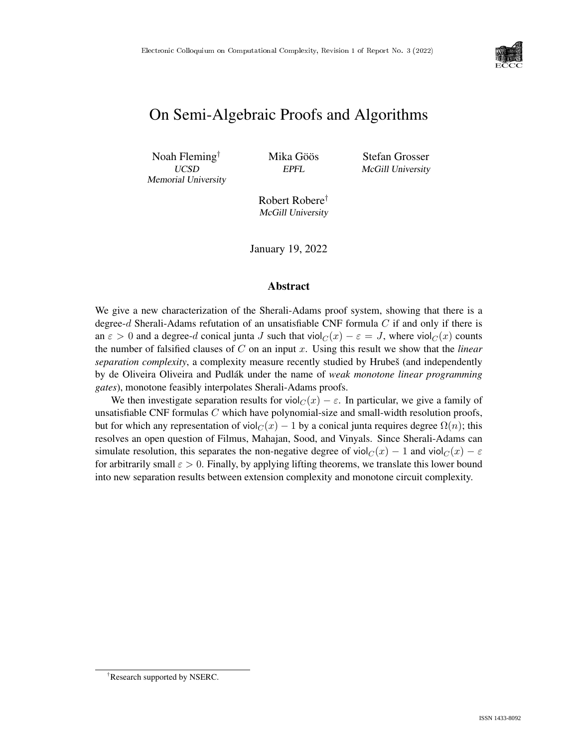# On Semi-Algebraic Proofs and Algorithms

Noah Fleming[†]
*UCSD*
*Memorial University*

Mika Göös
*EPFL*

Stefan Grosser
*McGill University*

Robert Robere[†]
*McGill University*

January 19, 2022

## Abstract

We give a new characterization of the Sherali-Adams proof system, showing that there is a degree-$d$ Sherali-Adams refutation of an unsatisfiable CNF formula $C$ if and only if there is an $\varepsilon > 0$ and a degree-$d$ conical junta $J$ such that $\mathsf{viol}_C(x) - \varepsilon = J$, where $\mathsf{viol}_C(x)$ counts the number of falsified clauses of $C$ on an input $x$. Using this result we show that the *linear separation complexity*, a complexity measure recently studied by Hrubeš (and independently by de Oliveira Oliveira and Pudlák under the name of *weak monotone linear programming gates*), monotone feasibly interpolates Sherali-Adams proofs.

We then investigate separation results for $\mathsf{viol}_C(x) - \varepsilon$. In particular, we give a family of unsatisfiable CNF formulas $C$ which have polynomial-size and small-width resolution proofs, but for which any representation of $\mathsf{viol}_C(x) - 1$ by a conical junta requires degree $\Omega(n)$; this resolves an open question of Filmus, Mahajan, Sood, and Vinyals. Since Sherali-Adams can simulate resolution, this separates the non-negative degree of $\mathsf{viol}_C(x) - 1$ and $\mathsf{viol}_C(x) - \varepsilon$ for arbitrarily small $\varepsilon > 0$. Finally, by applying lifting theorems, we translate this lower bound into new separation results between extension complexity and monotone circuit complexity.

[†]Research supported by NSERC.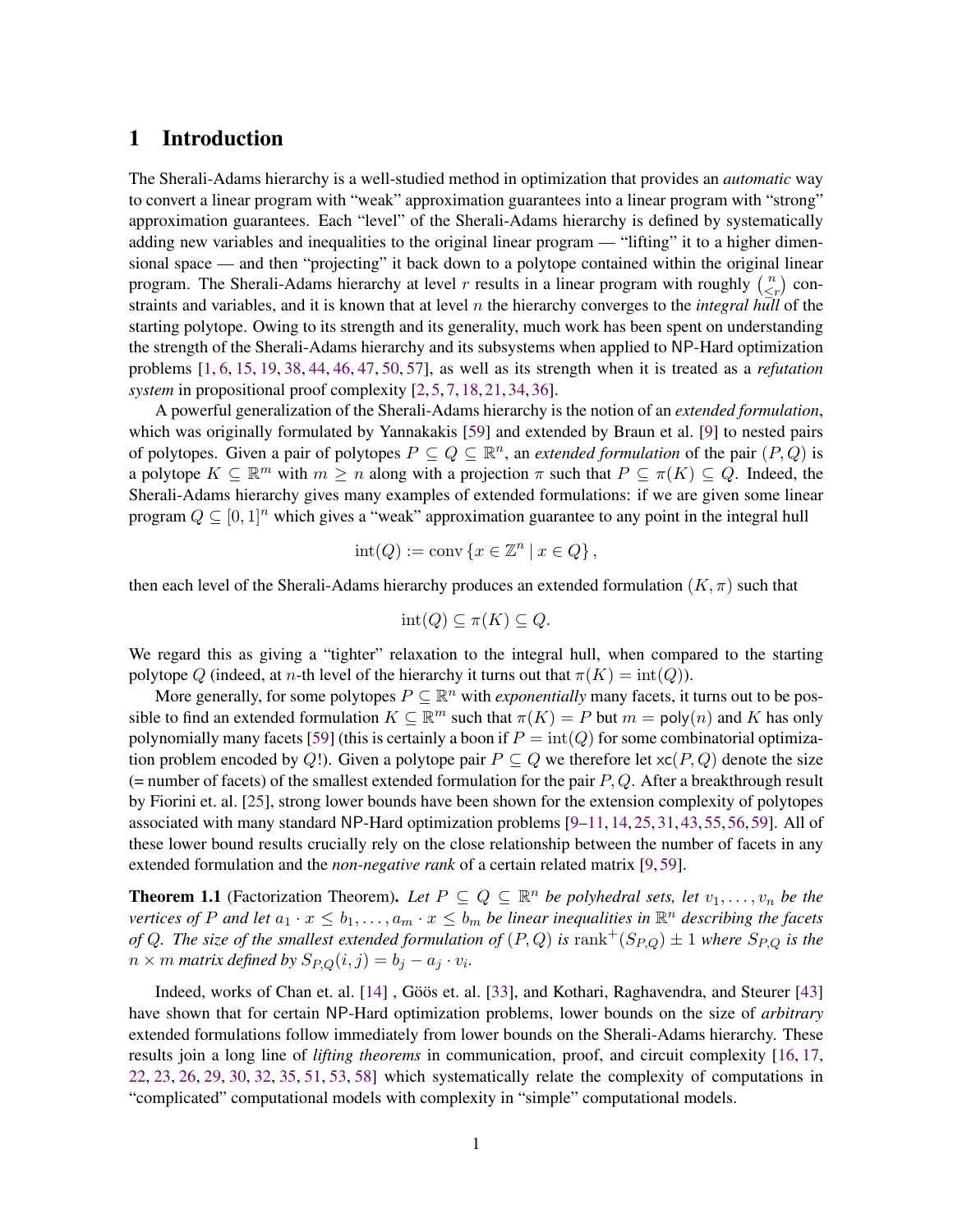# 1 Introduction

The Sherali-Adams hierarchy is a well-studied method in optimization that provides an *automatic* way to convert a linear program with "weak" approximation guarantees into a linear program with "strong" approximation guarantees. Each "level" of the Sherali-Adams hierarchy is defined by systematically adding new variables and inequalities to the original linear program — "lifting" it to a higher dimensional space — and then "projecting" it back down to a polytope contained within the original linear program. The Sherali-Adams hierarchy at level $r$ results in a linear program with roughly $\binom{n}{\leq r}$ constraints and variables, and it is known that at level $n$ the hierarchy converges to the *integral hull* of the starting polytope. Owing to its strength and its generality, much work has been spent on understanding the strength of the Sherali-Adams hierarchy and its subsystems when applied to NP-Hard optimization problems [1, 6, 15, 19, 38, 44, 46, 47, 50, 57], as well as its strength when it is treated as a *refutation system* in propositional proof complexity [2, 5, 7, 18, 21, 34, 36].

A powerful generalization of the Sherali-Adams hierarchy is the notion of an *extended formulation*, which was originally formulated by Yannakakis [59] and extended by Braun et al. [9] to nested pairs of polytopes. Given a pair of polytopes $P \subseteq Q \subseteq \mathbb{R}^n$, an *extended formulation* of the pair $(P, Q)$ is a polytope $K \subseteq \mathbb{R}^m$ with $m \geq n$ along with a projection $\pi$ such that $P \subseteq \pi(K) \subseteq Q$. Indeed, the Sherali-Adams hierarchy gives many examples of extended formulations: if we are given some linear program $Q \subseteq [0, 1]^n$ which gives a "weak" approximation guarantee to any point in the integral hull

$$\mathrm{int}(Q) := \mathrm{conv}\left\{x \in \mathbb{Z}^n \mid x \in Q\right\},$$

then each level of the Sherali-Adams hierarchy produces an extended formulation $(K, \pi)$ such that

$$\mathrm{int}(Q) \subseteq \pi(K) \subseteq Q.$$

We regard this as giving a "tighter" relaxation to the integral hull, when compared to the starting polytope $Q$ (indeed, at $n$-th level of the hierarchy it turns out that $\pi(K) = \mathrm{int}(Q)$).

More generally, for some polytopes $P \subseteq \mathbb{R}^n$ with *exponentially* many facets, it turns out to be possible to find an extended formulation $K \subseteq \mathbb{R}^m$ such that $\pi(K) = P$ but $m = \mathsf{poly}(n)$ and $K$ has only polynomially many facets [59] (this is certainly a boon if $P = \mathrm{int}(Q)$ for some combinatorial optimization problem encoded by $Q$!). Given a polytope pair $P \subseteq Q$ we therefore let $\mathsf{xc}(P, Q)$ denote the size (= number of facets) of the smallest extended formulation for the pair $P, Q$. After a breakthrough result by Fiorini et. al. [25], strong lower bounds have been shown for the extension complexity of polytopes associated with many standard NP-Hard optimization problems [9–11, 14, 25, 31, 43, 55, 56, 59]. All of these lower bound results crucially rely on the close relationship between the number of facets in any extended formulation and the *non-negative rank* of a certain related matrix [9, 59].

**Theorem 1.1** (Factorization Theorem). *Let $P \subseteq Q \subseteq \mathbb{R}^n$ be polyhedral sets, let $v_1, \ldots, v_n$ be the vertices of $P$ and let $a_1 \cdot x \leq b_1, \ldots, a_m \cdot x \leq b_m$ be linear inequalities in $\mathbb{R}^n$ describing the facets of $Q$. The size of the smallest extended formulation of $(P, Q)$ is $\mathrm{rank}^+(S_{P,Q}) \pm 1$ where $S_{P,Q}$ is the $n \times m$ matrix defined by $S_{P,Q}(i, j) = b_j - a_j \cdot v_i$.*

Indeed, works of Chan et. al. [14] , Göös et. al. [33], and Kothari, Raghavendra, and Steurer [43] have shown that for certain NP-Hard optimization problems, lower bounds on the size of *arbitrary* extended formulations follow immediately from lower bounds on the Sherali-Adams hierarchy. These results join a long line of *lifting theorems* in communication, proof, and circuit complexity [16, 17, 22, 23, 26, 29, 30, 32, 35, 51, 53, 58] which systematically relate the complexity of computations in "complicated" computational models with complexity in "simple" computational models.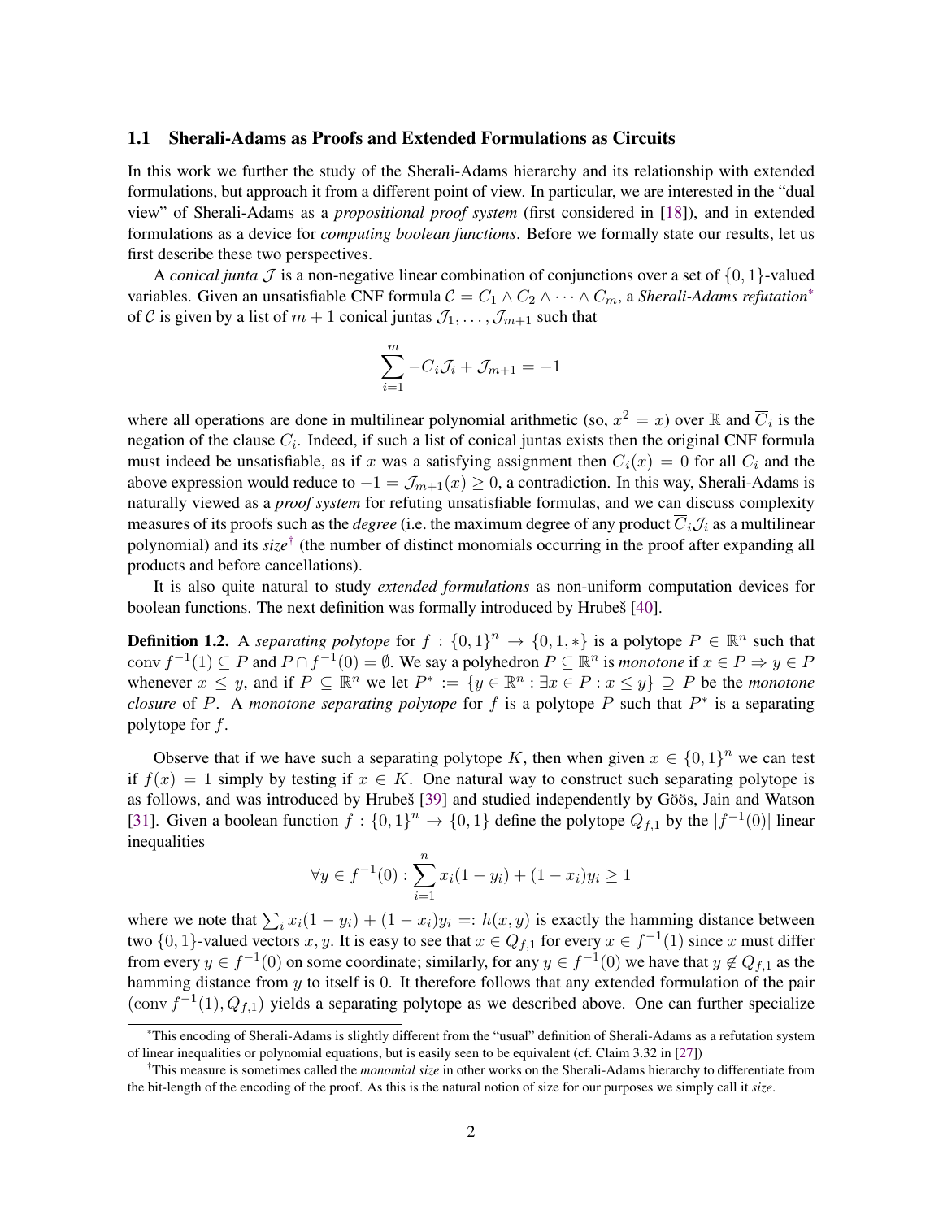### 1.1 Sherali-Adams as Proofs and Extended Formulations as Circuits

In this work we further the study of the Sherali-Adams hierarchy and its relationship with extended formulations, but approach it from a different point of view. In particular, we are interested in the "dual view" of Sherali-Adams as a *propositional proof system* (first considered in [18]), and in extended formulations as a device for *computing boolean functions*. Before we formally state our results, let us first describe these two perspectives.

A *conical junta* $\mathcal{J}$ is a non-negative linear combination of conjunctions over a set of $\{0,1\}$-valued variables. Given an unsatisfiable CNF formula $\mathcal{C} = C_1 \wedge C_2 \wedge \cdots \wedge C_m$, a *Sherali-Adams refutation*[*] of $\mathcal{C}$ is given by a list of $m+1$ conical juntas $\mathcal{J}_1, \ldots, \mathcal{J}_{m+1}$ such that

$$\sum_{i=1}^{m} -\overline{C}_i \mathcal{J}_i + \mathcal{J}_{m+1} = -1$$

where all operations are done in multilinear polynomial arithmetic (so, $x^2 = x$) over $\mathbb{R}$ and $\overline{C}_i$ is the negation of the clause $C_i$. Indeed, if such a list of conical juntas exists then the original CNF formula must indeed be unsatisfiable, as if $x$ was a satisfying assignment then $\overline{C}_i(x) = 0$ for all $C_i$ and the above expression would reduce to $-1 = \mathcal{J}_{m+1}(x) \geq 0$, a contradiction. In this way, Sherali-Adams is naturally viewed as a *proof system* for refuting unsatisfiable formulas, and we can discuss complexity measures of its proofs such as the *degree* (i.e. the maximum degree of any product $\overline{C}_i \mathcal{J}_i$ as a multilinear polynomial) and its *size*[†] (the number of distinct monomials occurring in the proof after expanding all products and before cancellations).

It is also quite natural to study *extended formulations* as non-uniform computation devices for boolean functions. The next definition was formally introduced by Hrubeš [40].

**Definition 1.2.** A *separating polytope* for $f : \{0,1\}^n \to \{0,1,*\}$ is a polytope $P \in \mathbb{R}^n$ such that $\operatorname{conv} f^{-1}(1) \subseteq P$ and $P \cap f^{-1}(0) = \emptyset$. We say a polyhedron $P \subseteq \mathbb{R}^n$ is *monotone* if $x \in P \Rightarrow y \in P$ whenever $x \leq y$, and if $P \subseteq \mathbb{R}^n$ we let $P^* := \{y \in \mathbb{R}^n : \exists x \in P : x \leq y\} \supseteq P$ be the *monotone closure* of $P$. A *monotone separating polytope* for $f$ is a polytope $P$ such that $P^*$ is a separating polytope for $f$.

Observe that if we have such a separating polytope $K$, then when given $x \in \{0,1\}^n$ we can test if $f(x) = 1$ simply by testing if $x \in K$. One natural way to construct such separating polytope is as follows, and was introduced by Hrubeš [39] and studied independently by Göös, Jain and Watson [31]. Given a boolean function $f : \{0,1\}^n \to \{0,1\}$ define the polytope $Q_{f,1}$ by the $|f^{-1}(0)|$ linear inequalities

$$\forall y \in f^{-1}(0) : \sum_{i=1}^{n} x_i(1-y_i) + (1-x_i)y_i \geq 1$$

where we note that $\sum_i x_i(1-y_i) + (1-x_i)y_i =: h(x,y)$ is exactly the hamming distance between two $\{0,1\}$-valued vectors $x, y$. It is easy to see that $x \in Q_{f,1}$ for every $x \in f^{-1}(1)$ since $x$ must differ from every $y \in f^{-1}(0)$ on some coordinate; similarly, for any $y \in f^{-1}(0)$ we have that $y \notin Q_{f,1}$ as the hamming distance from $y$ to itself is 0. It therefore follows that any extended formulation of the pair $(\operatorname{conv} f^{-1}(1), Q_{f,1})$ yields a separating polytope as we described above. One can further specialize

[*] This encoding of Sherali-Adams is slightly different from the "usual" definition of Sherali-Adams as a refutation system of linear inequalities or polynomial equations, but is easily seen to be equivalent (cf. Claim 3.32 in [27])

[†] This measure is sometimes called the *monomial size* in other works on the Sherali-Adams hierarchy to differentiate from the bit-length of the encoding of the proof. As this is the natural notion of size for our purposes we simply call it *size*.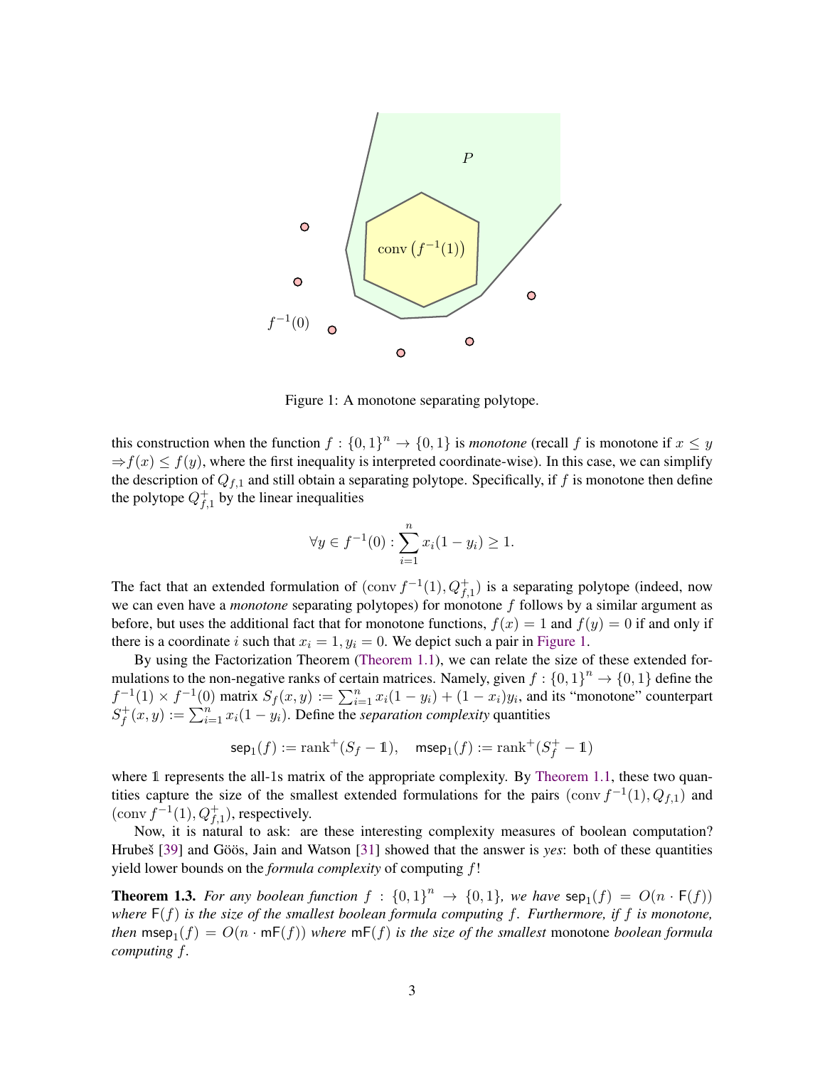Figure 1: A monotone separating polytope.

this construction when the function $f : \{0,1\}^n \to \{0,1\}$ is *monotone* (recall $f$ is monotone if $x \leq y \Rightarrow f(x) \leq f(y)$, where the first inequality is interpreted coordinate-wise). In this case, we can simplify the description of $Q_{f,1}$ and still obtain a separating polytope. Specifically, if $f$ is monotone then define the polytope $Q^+_{f,1}$ by the linear inequalities

$$\forall y \in f^{-1}(0) : \sum_{i=1}^{n} x_i(1 - y_i) \geq 1.$$

The fact that an extended formulation of $(\text{conv}\, f^{-1}(1), Q^+_{f,1})$ is a separating polytope (indeed, now we can even have a *monotone* separating polytopes) for monotone $f$ follows by a similar argument as before, but uses the additional fact that for monotone functions, $f(x) = 1$ and $f(y) = 0$ if and only if there is a coordinate $i$ such that $x_i = 1, y_i = 0$. We depict such a pair in Figure 1.

By using the Factorization Theorem (Theorem 1.1), we can relate the size of these extended formulations to the non-negative ranks of certain matrices. Namely, given $f : \{0,1\}^n \to \{0,1\}$ define the $f^{-1}(1) \times f^{-1}(0)$ matrix $S_f(x,y) := \sum_{i=1}^n x_i(1-y_i) + (1-x_i)y_i$, and its "monotone" counterpart $S^+_f(x,y) := \sum_{i=1}^n x_i(1-y_i)$. Define the *separation complexity* quantities

$$\mathsf{sep}_1(f) := \text{rank}^+(S_f - \mathbb{1}), \quad \mathsf{msep}_1(f) := \text{rank}^+(S^+_f - \mathbb{1})$$

where $\mathbb{1}$ represents the all-1s matrix of the appropriate complexity. By Theorem 1.1, these two quantities capture the size of the smallest extended formulations for the pairs $(\text{conv}\, f^{-1}(1), Q_{f,1})$ and $(\text{conv}\, f^{-1}(1), Q^+_{f,1})$, respectively.

Now, it is natural to ask: are these interesting complexity measures of boolean computation? Hrubeš [39] and Göös, Jain and Watson [31] showed that the answer is *yes*: both of these quantities yield lower bounds on the *formula complexity* of computing $f$!

**Theorem 1.3.** *For any boolean function $f : \{0,1\}^n \to \{0,1\}$, we have $\mathsf{sep}_1(f) = O(n \cdot \mathsf{F}(f))$ where $\mathsf{F}(f)$ is the size of the smallest boolean formula computing $f$. Furthermore, if $f$ is monotone, then $\mathsf{msep}_1(f) = O(n \cdot \mathsf{mF}(f))$ where $\mathsf{mF}(f)$ is the size of the smallest* monotone *boolean formula computing $f$.*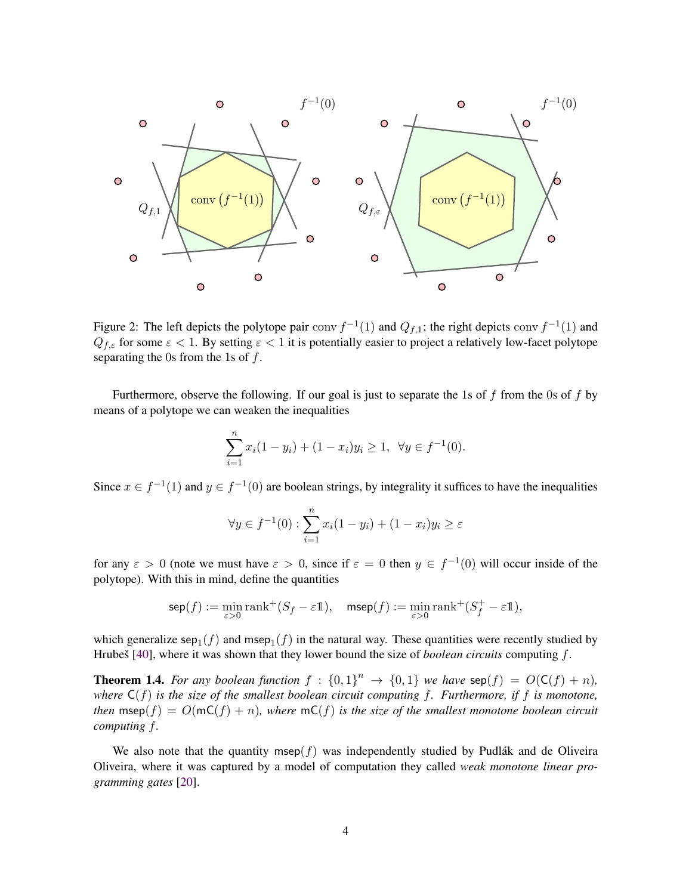Figure 2: The left depicts the polytope pair $\operatorname{conv} f^{-1}(1)$ and $Q_{f,1}$; the right depicts $\operatorname{conv} f^{-1}(1)$ and $Q_{f,\varepsilon}$ for some $\varepsilon < 1$. By setting $\varepsilon < 1$ it is potentially easier to project a relatively low-facet polytope separating the 0s from the 1s of $f$.

Furthermore, observe the following. If our goal is just to separate the 1s of $f$ from the 0s of $f$ by means of a polytope we can weaken the inequalities

$$\sum_{i=1}^{n} x_i(1-y_i) + (1-x_i)y_i \geq 1, \ \ \forall y \in f^{-1}(0).$$

Since $x \in f^{-1}(1)$ and $y \in f^{-1}(0)$ are boolean strings, by integrality it suffices to have the inequalities

$$\forall y \in f^{-1}(0) : \sum_{i=1}^{n} x_i(1-y_i) + (1-x_i)y_i \geq \varepsilon$$

for any $\varepsilon > 0$ (note we must have $\varepsilon > 0$, since if $\varepsilon = 0$ then $y \in f^{-1}(0)$ will occur inside of the polytope). With this in mind, define the quantities

$$\mathsf{sep}(f) := \min_{\varepsilon > 0} \operatorname{rank}^+(S_f - \varepsilon \mathbb{1}), \quad \mathsf{msep}(f) := \min_{\varepsilon > 0} \operatorname{rank}^+(S_f^+ - \varepsilon \mathbb{1}),$$

which generalize $\mathsf{sep}_1(f)$ and $\mathsf{msep}_1(f)$ in the natural way. These quantities were recently studied by Hrubeš [40], where it was shown that they lower bound the size of *boolean circuits* computing $f$.

**Theorem 1.4.** *For any boolean function $f : \{0,1\}^n \to \{0,1\}$ we have $\mathsf{sep}(f) = O(\mathsf{C}(f) + n)$, where $\mathsf{C}(f)$ is the size of the smallest boolean circuit computing $f$. Furthermore, if $f$ is monotone, then $\mathsf{msep}(f) = O(\mathsf{mC}(f) + n)$, where $\mathsf{mC}(f)$ is the size of the smallest monotone boolean circuit computing $f$.*

We also note that the quantity $\mathsf{msep}(f)$ was independently studied by Pudlák and de Oliveira Oliveira, where it was captured by a model of computation they called *weak monotone linear programming gates* [20].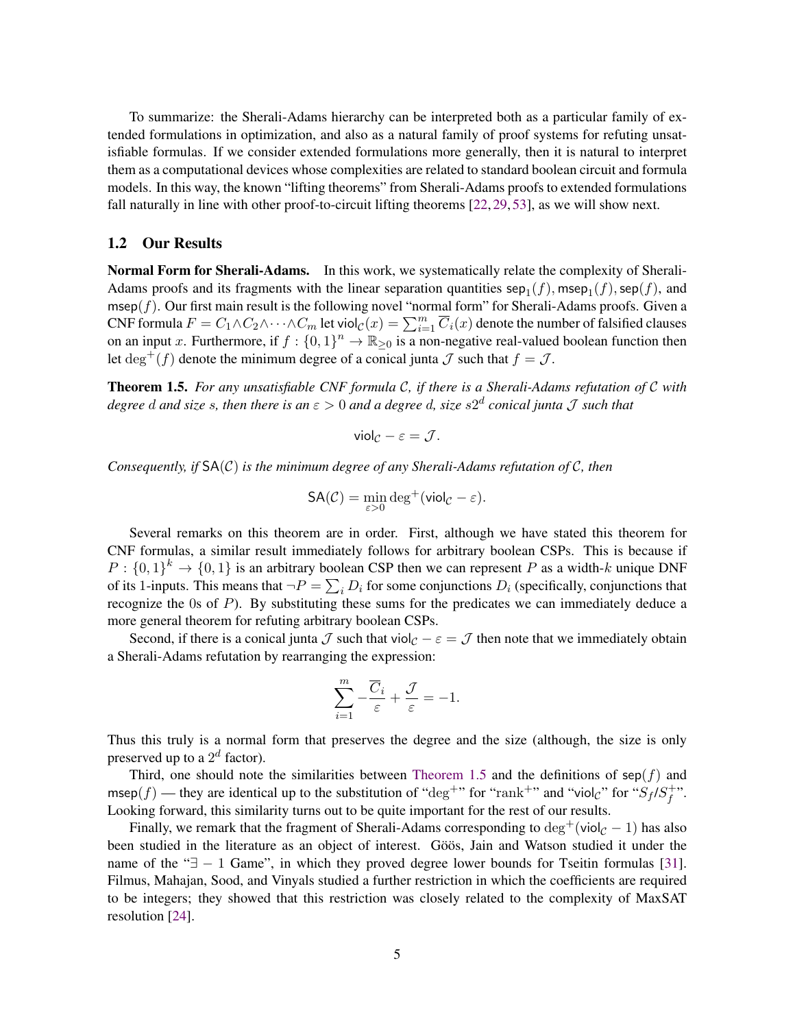To summarize: the Sherali-Adams hierarchy can be interpreted both as a particular family of extended formulations in optimization, and also as a natural family of proof systems for refuting unsatisfiable formulas. If we consider extended formulations more generally, then it is natural to interpret them as a computational devices whose complexities are related to standard boolean circuit and formula models. In this way, the known "lifting theorems" from Sherali-Adams proofs to extended formulations fall naturally in line with other proof-to-circuit lifting theorems [22, 29, 53], as we will show next.

## 1.2 Our Results

**Normal Form for Sherali-Adams.** In this work, we systematically relate the complexity of Sherali-Adams proofs and its fragments with the linear separation quantities $\mathsf{sep}_1(f)$, $\mathsf{msep}_1(f)$, $\mathsf{sep}(f)$, and $\mathsf{msep}(f)$. Our first main result is the following novel "normal form" for Sherali-Adams proofs. Given a CNF formula $F = C_1 \wedge C_2 \wedge \cdots \wedge C_m$ let $\mathsf{viol}_{\mathcal{C}}(x) = \sum_{i=1}^{m} \overline{C}_i(x)$ denote the number of falsified clauses on an input $x$. Furthermore, if $f : \{0,1\}^n \to \mathbb{R}_{\geq 0}$ is a non-negative real-valued boolean function then let $\deg^+(f)$ denote the minimum degree of a conical junta $\mathcal{J}$ such that $f = \mathcal{J}$.

**Theorem 1.5.** *For any unsatisfiable CNF formula $\mathcal{C}$, if there is a Sherali-Adams refutation of $\mathcal{C}$ with degree $d$ and size $s$, then there is an $\varepsilon > 0$ and a degree $d$, size $s2^d$ conical junta $\mathcal{J}$ such that*

$$\mathsf{viol}_{\mathcal{C}} - \varepsilon = \mathcal{J}.$$

*Consequently, if $\mathsf{SA}(\mathcal{C})$ is the minimum degree of any Sherali-Adams refutation of $\mathcal{C}$, then*

$$\mathsf{SA}(\mathcal{C}) = \min_{\varepsilon > 0} \deg^+(\mathsf{viol}_{\mathcal{C}} - \varepsilon).$$

Several remarks on this theorem are in order. First, although we have stated this theorem for CNF formulas, a similar result immediately follows for arbitrary boolean CSPs. This is because if $P : \{0,1\}^k \to \{0,1\}$ is an arbitrary boolean CSP then we can represent $P$ as a width-$k$ unique DNF of its 1-inputs. This means that $\neg P = \sum_i D_i$ for some conjunctions $D_i$ (specifically, conjunctions that recognize the 0s of $P$). By substituting these sums for the predicates we can immediately deduce a more general theorem for refuting arbitrary boolean CSPs.

Second, if there is a conical junta $\mathcal{J}$ such that $\mathsf{viol}_{\mathcal{C}} - \varepsilon = \mathcal{J}$ then note that we immediately obtain a Sherali-Adams refutation by rearranging the expression:

$$\sum_{i=1}^{m} -\frac{\overline{C}_i}{\varepsilon} + \frac{\mathcal{J}}{\varepsilon} = -1.$$

Thus this truly is a normal form that preserves the degree and the size (although, the size is only preserved up to a $2^d$ factor).

Third, one should note the similarities between Theorem 1.5 and the definitions of $\mathsf{sep}(f)$ and $\mathsf{msep}(f)$ — they are identical up to the substitution of "$\deg^+$" for "$\mathrm{rank}^+$" and "$\mathsf{viol}_{\mathcal{C}}$" for "$S_f$/$S_f^+$". Looking forward, this similarity turns out to be quite important for the rest of our results.

Finally, we remark that the fragment of Sherali-Adams corresponding to $\deg^+(\mathsf{viol}_{\mathcal{C}} - 1)$ has also been studied in the literature as an object of interest. Göös, Jain and Watson studied it under the name of the "$\exists - 1$ Game", in which they proved degree lower bounds for Tseitin formulas [31]. Filmus, Mahajan, Sood, and Vinyals studied a further restriction in which the coefficients are required to be integers; they showed that this restriction was closely related to the complexity of MaxSAT resolution [24].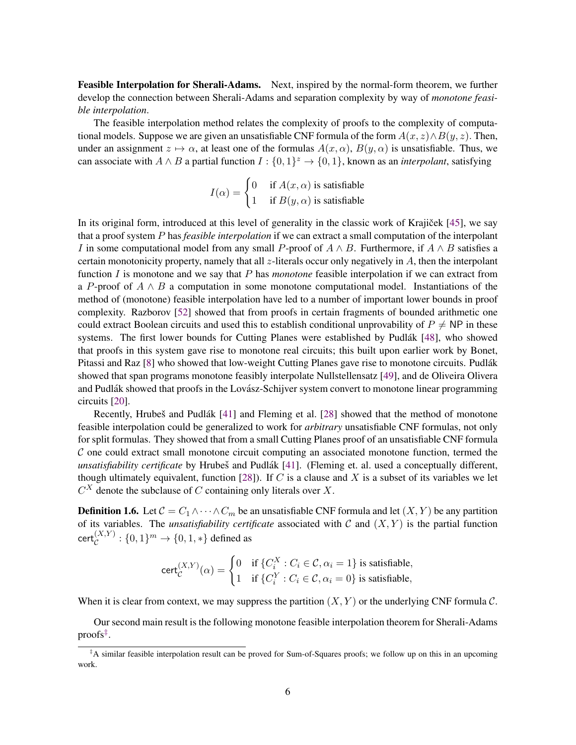**Feasible Interpolation for Sherali-Adams.** Next, inspired by the normal-form theorem, we further develop the connection between Sherali-Adams and separation complexity by way of *monotone feasible interpolation*.

The feasible interpolation method relates the complexity of proofs to the complexity of computational models. Suppose we are given an unsatisfiable CNF formula of the form $A(x,z) \wedge B(y,z)$. Then, under an assignment $z \mapsto \alpha$, at least one of the formulas $A(x,\alpha)$, $B(y,\alpha)$ is unsatisfiable. Thus, we can associate with $A \wedge B$ a partial function $I : \{0,1\}^z \to \{0,1\}$, known as an *interpolant*, satisfying

$$I(\alpha) = \begin{cases} 0 & \text{if } A(x,\alpha) \text{ is satisfiable} \\ 1 & \text{if } B(y,\alpha) \text{ is satisfiable} \end{cases}$$

In its original form, introduced at this level of generality in the classic work of Krajíček [45], we say that a proof system $P$ has *feasible interpolation* if we can extract a small computation of the interpolant $I$ in some computational model from any small $P$-proof of $A \wedge B$. Furthermore, if $A \wedge B$ satisfies a certain monotonicity property, namely that all $z$-literals occur only negatively in $A$, then the interpolant function $I$ is monotone and we say that $P$ has *monotone* feasible interpolation if we can extract from a $P$-proof of $A \wedge B$ a computation in some monotone computational model. Instantiations of the method of (monotone) feasible interpolation have led to a number of important lower bounds in proof complexity. Razborov [52] showed that from proofs in certain fragments of bounded arithmetic one could extract Boolean circuits and used this to establish conditional unprovability of $P \neq \mathsf{NP}$ in these systems. The first lower bounds for Cutting Planes were established by Pudlák [48], who showed that proofs in this system gave rise to monotone real circuits; this built upon earlier work by Bonet, Pitassi and Raz [8] who showed that low-weight Cutting Planes gave rise to monotone circuits. Pudlák showed that span programs monotone feasibly interpolate Nullstellensatz [49], and de Oliveira Olivera and Pudlák showed that proofs in the Lovász-Schijver system convert to monotone linear programming circuits [20].

Recently, Hrubeš and Pudlák [41] and Fleming et al. [28] showed that the method of monotone feasible interpolation could be generalized to work for *arbitrary* unsatisfiable CNF formulas, not only for split formulas. They showed that from a small Cutting Planes proof of an unsatisfiable CNF formula $\mathcal{C}$ one could extract small monotone circuit computing an associated monotone function, termed the *unsatisfiability certificate* by Hrubeš and Pudlák [41]. (Fleming et. al. used a conceptually different, though ultimately equivalent, function [28]). If $C$ is a clause and $X$ is a subset of its variables we let $C^X$ denote the subclause of $C$ containing only literals over $X$.

**Definition 1.6.** Let $\mathcal{C} = C_1 \wedge \cdots \wedge C_m$ be an unsatisfiable CNF formula and let $(X,Y)$ be any partition of its variables. The *unsatisfiability certificate* associated with $\mathcal{C}$ and $(X,Y)$ is the partial function $\mathsf{cert}_{\mathcal{C}}^{(X,Y)} : \{0,1\}^m \to \{0,1,*\}$ defined as

$$\mathsf{cert}_{\mathcal{C}}^{(X,Y)}(\alpha) = \begin{cases} 0 & \text{if } \{C_i^X : C_i \in \mathcal{C}, \alpha_i = 1\} \text{ is satisfiable,} \\ 1 & \text{if } \{C_i^Y : C_i \in \mathcal{C}, \alpha_i = 0\} \text{ is satisfiable,} \end{cases}$$

When it is clear from context, we may suppress the partition $(X,Y)$ or the underlying CNF formula $\mathcal{C}$.

Our second main result is the following monotone feasible interpolation theorem for Sherali-Adams proofs[‡].

[‡]A similar feasible interpolation result can be proved for Sum-of-Squares proofs; we follow up on this in an upcoming work.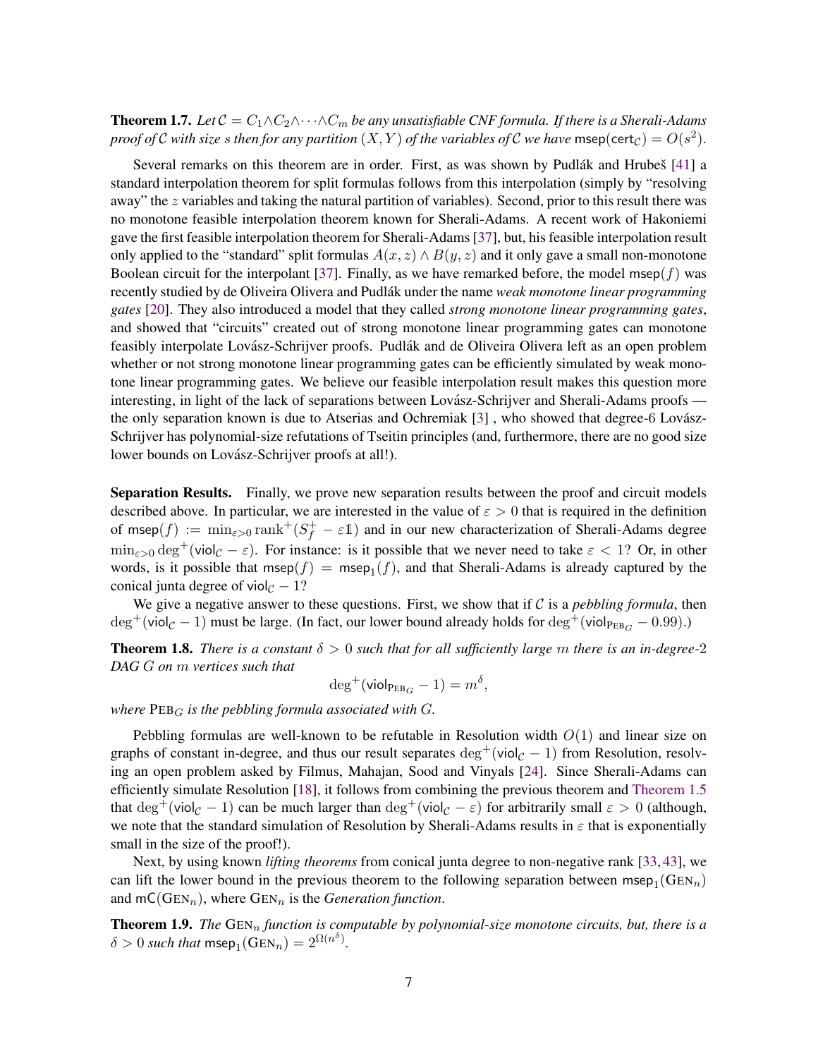**Theorem 1.7.** *Let $\mathcal{C} = C_1 \wedge C_2 \wedge \cdots \wedge C_m$ be any unsatisfiable CNF formula. If there is a Sherali-Adams proof of $\mathcal{C}$ with size $s$ then for any partition $(X, Y)$ of the variables of $\mathcal{C}$ we have $\mathsf{msep}(\mathsf{cert}_{\mathcal{C}}) = O(s^2)$.*

Several remarks on this theorem are in order. First, as was shown by Pudlák and Hrubeš [41] a standard interpolation theorem for split formulas follows from this interpolation (simply by "resolving away" the $z$ variables and taking the natural partition of variables). Second, prior to this result there was no monotone feasible interpolation theorem known for Sherali-Adams. A recent work of Hakoniemi gave the first feasible interpolation theorem for Sherali-Adams [37], but, his feasible interpolation result only applied to the "standard" split formulas $A(x, z) \wedge B(y, z)$ and it only gave a small non-monotone Boolean circuit for the interpolant [37]. Finally, as we have remarked before, the model $\mathsf{msep}(f)$ was recently studied by de Oliveira Olivera and Pudlák under the name *weak monotone linear programming gates* [20]. They also introduced a model that they called *strong monotone linear programming gates*, and showed that "circuits" created out of strong monotone linear programming gates can monotone feasibly interpolate Lovász-Schrijver proofs. Pudlák and de Oliveira Olivera left as an open problem whether or not strong monotone linear programming gates can be efficiently simulated by weak monotone linear programming gates. We believe our feasible interpolation result makes this question more interesting, in light of the lack of separations between Lovász-Schrijver and Sherali-Adams proofs — the only separation known is due to Atserias and Ochremiak [3] , who showed that degree-6 Lovász-Schrijver has polynomial-size refutations of Tseitin principles (and, furthermore, there are no good size lower bounds on Lovász-Schrijver proofs at all!).

**Separation Results.** Finally, we prove new separation results between the proof and circuit models described above. In particular, we are interested in the value of $\varepsilon > 0$ that is required in the definition of $\mathsf{msep}(f) := \min_{\varepsilon > 0} \operatorname{rank}^+(S_f^+ - \varepsilon \mathbb{1})$ and in our new characterization of Sherali-Adams degree $\min_{\varepsilon > 0} \deg^+(\mathsf{viol}_{\mathcal{C}} - \varepsilon)$. For instance: is it possible that we never need to take $\varepsilon < 1$? Or, in other words, is it possible that $\mathsf{msep}(f) = \mathsf{msep}_1(f)$, and that Sherali-Adams is already captured by the conical junta degree of $\mathsf{viol}_{\mathcal{C}} - 1$?

We give a negative answer to these questions. First, we show that if $\mathcal{C}$ is a *pebbling formula*, then $\deg^+(\mathsf{viol}_{\mathcal{C}} - 1)$ must be large. (In fact, our lower bound already holds for $\deg^+(\mathsf{viol}_{\mathrm{PEB}_G} - 0.99)$.)

**Theorem 1.8.** *There is a constant $\delta > 0$ such that for all sufficiently large $m$ there is an in-degree-2 DAG $G$ on $m$ vertices such that*

$$\deg^+(\mathsf{viol}_{\mathrm{PEB}_G} - 1) = m^\delta,$$

*where $\mathrm{PEB}_G$ is the pebbling formula associated with $G$.*

Pebbling formulas are well-known to be refutable in Resolution width $O(1)$ and linear size on graphs of constant in-degree, and thus our result separates $\deg^+(\mathsf{viol}_{\mathcal{C}} - 1)$ from Resolution, resolving an open problem asked by Filmus, Mahajan, Sood and Vinyals [24]. Since Sherali-Adams can efficiently simulate Resolution [18], it follows from combining the previous theorem and Theorem 1.5 that $\deg^+(\mathsf{viol}_{\mathcal{C}} - 1)$ can be much larger than $\deg^+(\mathsf{viol}_{\mathcal{C}} - \varepsilon)$ for arbitrarily small $\varepsilon > 0$ (although, we note that the standard simulation of Resolution by Sherali-Adams results in $\varepsilon$ that is exponentially small in the size of the proof!).

Next, by using known *lifting theorems* from conical junta degree to non-negative rank [33, 43], we can lift the lower bound in the previous theorem to the following separation between $\mathsf{msep}_1(\mathrm{GEN}_n)$ and $\mathsf{mC}(\mathrm{GEN}_n)$, where $\mathrm{GEN}_n$ is the *Generation function*.

**Theorem 1.9.** *The $\mathrm{GEN}_n$ function is computable by polynomial-size monotone circuits, but, there is a $\delta > 0$ such that $\mathsf{msep}_1(\mathrm{GEN}_n) = 2^{\Omega(n^\delta)}$.*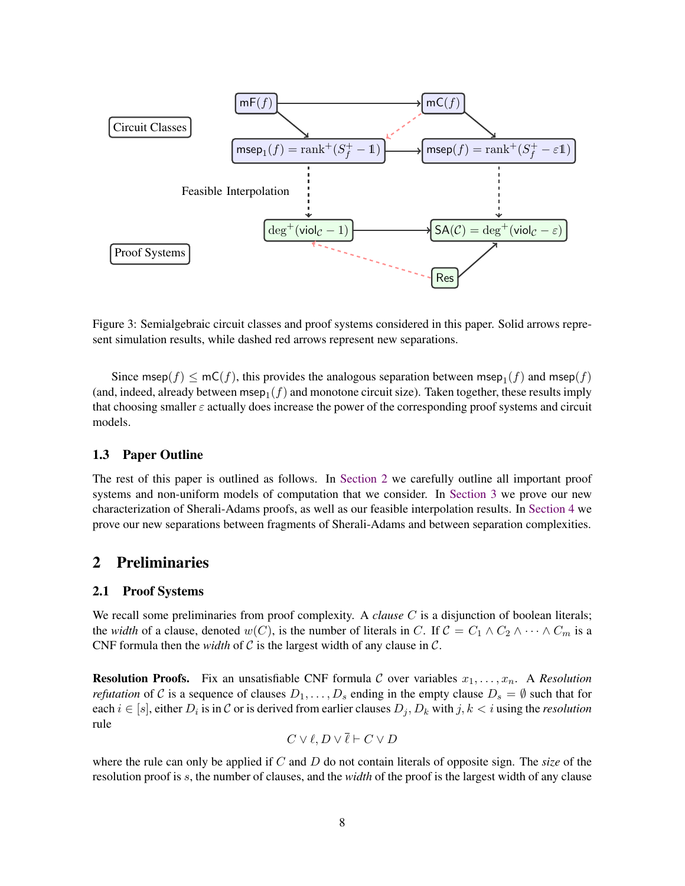Figure 3: Semialgebraic circuit classes and proof systems considered in this paper. Solid arrows represent simulation results, while dashed red arrows represent new separations.

Since $\mathsf{msep}(f) \leq \mathsf{mC}(f)$, this provides the analogous separation between $\mathsf{msep}_1(f)$ and $\mathsf{msep}(f)$ (and, indeed, already between $\mathsf{msep}_1(f)$ and monotone circuit size). Taken together, these results imply that choosing smaller $\varepsilon$ actually does increase the power of the corresponding proof systems and circuit models.

### 1.3 Paper Outline

The rest of this paper is outlined as follows. In Section 2 we carefully outline all important proof systems and non-uniform models of computation that we consider. In Section 3 we prove our new characterization of Sherali-Adams proofs, as well as our feasible interpolation results. In Section 4 we prove our new separations between fragments of Sherali-Adams and between separation complexities.

## 2 Preliminaries

### 2.1 Proof Systems

We recall some preliminaries from proof complexity. A *clause* $C$ is a disjunction of boolean literals; the *width* of a clause, denoted $w(C)$, is the number of literals in $C$. If $\mathcal{C} = C_1 \wedge C_2 \wedge \cdots \wedge C_m$ is a CNF formula then the *width* of $\mathcal{C}$ is the largest width of any clause in $\mathcal{C}$.

**Resolution Proofs.** Fix an unsatisfiable CNF formula $\mathcal{C}$ over variables $x_1, \ldots, x_n$. A *Resolution refutation* of $\mathcal{C}$ is a sequence of clauses $D_1, \ldots, D_s$ ending in the empty clause $D_s = \emptyset$ such that for each $i \in [s]$, either $D_i$ is in $\mathcal{C}$ or is derived from earlier clauses $D_j, D_k$ with $j, k < i$ using the *resolution* rule

$$C \vee \ell, D \vee \overline{\ell} \vdash C \vee D$$

where the rule can only be applied if $C$ and $D$ do not contain literals of opposite sign. The *size* of the resolution proof is $s$, the number of clauses, and the *width* of the proof is the largest width of any clause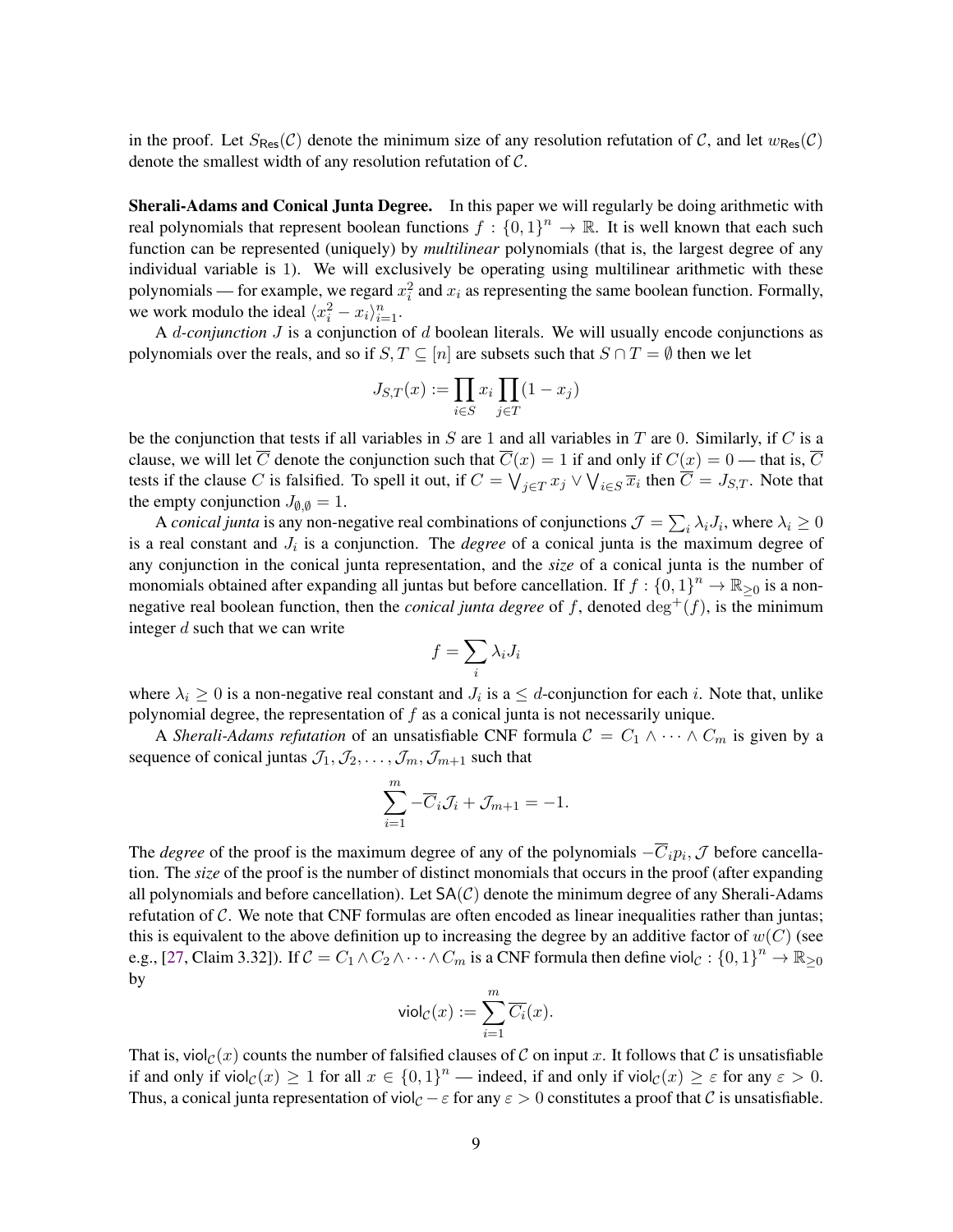in the proof. Let $S_{\mathsf{Res}}(\mathcal{C})$ denote the minimum size of any resolution refutation of $\mathcal{C}$, and let $w_{\mathsf{Res}}(\mathcal{C})$ denote the smallest width of any resolution refutation of $\mathcal{C}$.

**Sherali-Adams and Conical Junta Degree.** In this paper we will regularly be doing arithmetic with real polynomials that represent boolean functions $f : \{0,1\}^n \to \mathbb{R}$. It is well known that each such function can be represented (uniquely) by *multilinear* polynomials (that is, the largest degree of any individual variable is 1). We will exclusively be operating using multilinear arithmetic with these polynomials — for example, we regard $x_i^2$ and $x_i$ as representing the same boolean function. Formally, we work modulo the ideal $\langle x_i^2 - x_i \rangle_{i=1}^n$.

A *$d$-conjunction* $J$ is a conjunction of $d$ boolean literals. We will usually encode conjunctions as polynomials over the reals, and so if $S, T \subseteq [n]$ are subsets such that $S \cap T = \emptyset$ then we let

$$J_{S,T}(x) := \prod_{i \in S} x_i \prod_{j \in T} (1 - x_j)$$

be the conjunction that tests if all variables in $S$ are 1 and all variables in $T$ are 0. Similarly, if $C$ is a clause, we will let $\overline{C}$ denote the conjunction such that $\overline{C}(x) = 1$ if and only if $C(x) = 0$ — that is, $\overline{C}$ tests if the clause $C$ is falsified. To spell it out, if $C = \bigvee_{j \in T} x_j \vee \bigvee_{i \in S} \overline{x}_i$ then $\overline{C} = J_{S,T}$. Note that the empty conjunction $J_{\emptyset,\emptyset} = 1$.

A *conical junta* is any non-negative real combinations of conjunctions $\mathcal{J} = \sum_i \lambda_i J_i$, where $\lambda_i \geq 0$ is a real constant and $J_i$ is a conjunction. The *degree* of a conical junta is the maximum degree of any conjunction in the conical junta representation, and the *size* of a conical junta is the number of monomials obtained after expanding all juntas but before cancellation. If $f : \{0,1\}^n \to \mathbb{R}_{\geq 0}$ is a non-negative real boolean function, then the *conical junta degree* of $f$, denoted $\deg^+(f)$, is the minimum integer $d$ such that we can write

$$f = \sum_i \lambda_i J_i$$

where $\lambda_i \geq 0$ is a non-negative real constant and $J_i$ is a $\leq d$-conjunction for each $i$. Note that, unlike polynomial degree, the representation of $f$ as a conical junta is not necessarily unique.

A *Sherali-Adams refutation* of an unsatisfiable CNF formula $\mathcal{C} = C_1 \wedge \cdots \wedge C_m$ is given by a sequence of conical juntas $\mathcal{J}_1, \mathcal{J}_2, \ldots, \mathcal{J}_m, \mathcal{J}_{m+1}$ such that

$$\sum_{i=1}^{m} -\overline{C}_i \mathcal{J}_i + \mathcal{J}_{m+1} = -1.$$

The *degree* of the proof is the maximum degree of any of the polynomials $-\overline{C}_i p_i, \mathcal{J}$ before cancellation. The *size* of the proof is the number of distinct monomials that occurs in the proof (after expanding all polynomials and before cancellation). Let $\mathsf{SA}(\mathcal{C})$ denote the minimum degree of any Sherali-Adams refutation of $\mathcal{C}$. We note that CNF formulas are often encoded as linear inequalities rather than juntas; this is equivalent to the above definition up to increasing the degree by an additive factor of $w(C)$ (see e.g., [27, Claim 3.32]). If $\mathcal{C} = C_1 \wedge C_2 \wedge \cdots \wedge C_m$ is a CNF formula then define $\mathsf{viol}_{\mathcal{C}} : \{0,1\}^n \to \mathbb{R}_{\geq 0}$ by

$$\mathsf{viol}_{\mathcal{C}}(x) := \sum_{i=1}^{m} \overline{C_i}(x).$$

That is, $\mathsf{viol}_{\mathcal{C}}(x)$ counts the number of falsified clauses of $\mathcal{C}$ on input $x$. It follows that $\mathcal{C}$ is unsatisfiable if and only if $\mathsf{viol}_{\mathcal{C}}(x) \geq 1$ for all $x \in \{0,1\}^n$ — indeed, if and only if $\mathsf{viol}_{\mathcal{C}}(x) \geq \varepsilon$ for any $\varepsilon > 0$. Thus, a conical junta representation of $\mathsf{viol}_{\mathcal{C}} - \varepsilon$ for any $\varepsilon > 0$ constitutes a proof that $\mathcal{C}$ is unsatisfiable.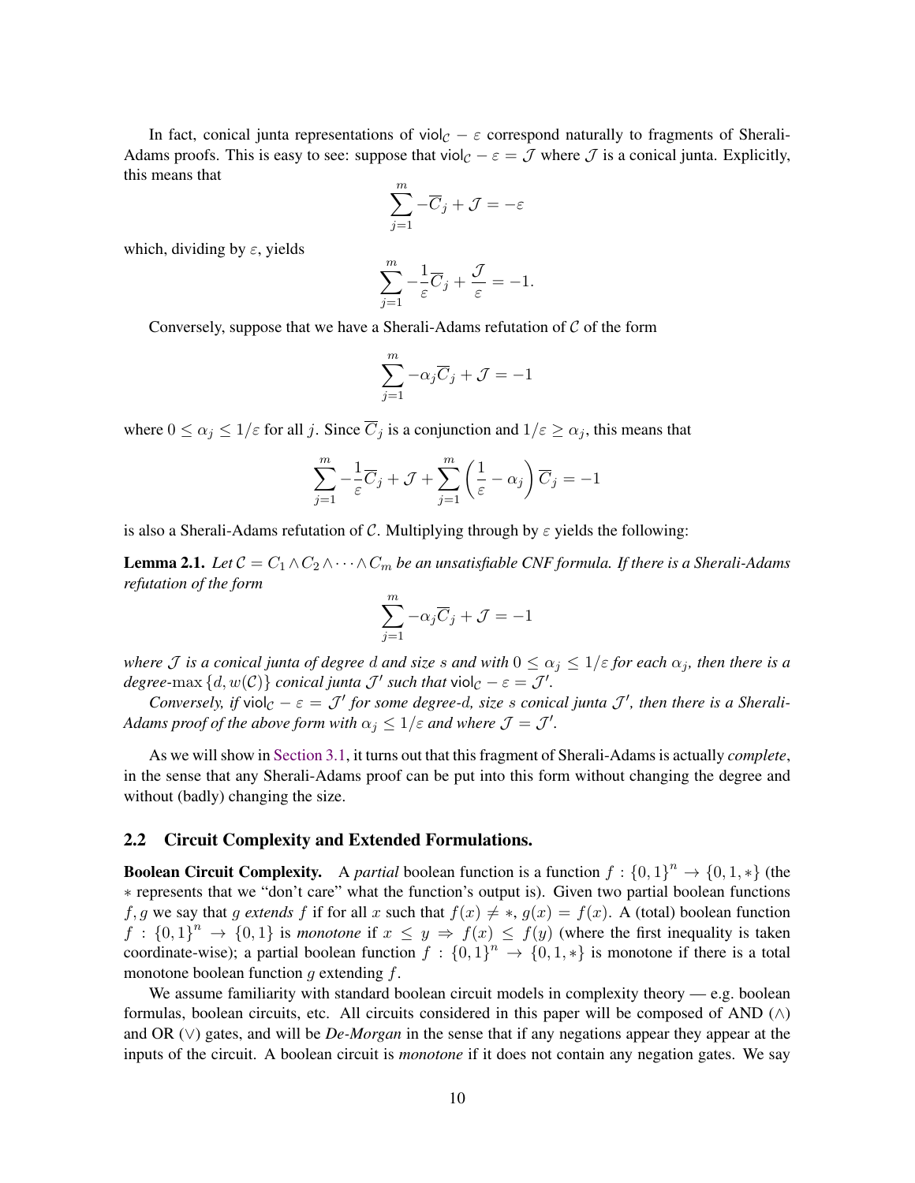In fact, conical junta representations of $\mathsf{viol}_{\mathcal{C}} - \varepsilon$ correspond naturally to fragments of Sherali-Adams proofs. This is easy to see: suppose that $\mathsf{viol}_{\mathcal{C}} - \varepsilon = \mathcal{J}$ where $\mathcal{J}$ is a conical junta. Explicitly, this means that

$$\sum_{j=1}^{m} -\overline{C}_j + \mathcal{J} = -\varepsilon$$

which, dividing by $\varepsilon$, yields

$$\sum_{j=1}^{m} -\frac{1}{\varepsilon}\overline{C}_j + \frac{\mathcal{J}}{\varepsilon} = -1.$$

Conversely, suppose that we have a Sherali-Adams refutation of $\mathcal{C}$ of the form

$$\sum_{j=1}^{m} -\alpha_j \overline{C}_j + \mathcal{J} = -1$$

where $0 \leq \alpha_j \leq 1/\varepsilon$ for all $j$. Since $\overline{C}_j$ is a conjunction and $1/\varepsilon \geq \alpha_j$, this means that

$$\sum_{j=1}^{m} -\frac{1}{\varepsilon}\overline{C}_j + \mathcal{J} + \sum_{j=1}^{m} \left(\frac{1}{\varepsilon} - \alpha_j\right) \overline{C}_j = -1$$

is also a Sherali-Adams refutation of $\mathcal{C}$. Multiplying through by $\varepsilon$ yields the following:

**Lemma 2.1.** *Let $\mathcal{C} = C_1 \wedge C_2 \wedge \cdots \wedge C_m$ be an unsatisfiable CNF formula. If there is a Sherali-Adams refutation of the form*

$$\sum_{j=1}^{m} -\alpha_j \overline{C}_j + \mathcal{J} = -1$$

*where $\mathcal{J}$ is a conical junta of degree $d$ and size $s$ and with $0 \leq \alpha_j \leq 1/\varepsilon$ for each $\alpha_j$, then there is a degree-$\max\{d, w(\mathcal{C})\}$ conical junta $\mathcal{J}'$ such that $\mathsf{viol}_{\mathcal{C}} - \varepsilon = \mathcal{J}'$.*

*Conversely, if $\mathsf{viol}_{\mathcal{C}} - \varepsilon = \mathcal{J}'$ for some degree-$d$, size $s$ conical junta $\mathcal{J}'$, then there is a Sherali-Adams proof of the above form with $\alpha_j \leq 1/\varepsilon$ and where $\mathcal{J} = \mathcal{J}'$.*

As we will show in Section 3.1, it turns out that this fragment of Sherali-Adams is actually *complete*, in the sense that any Sherali-Adams proof can be put into this form without changing the degree and without (badly) changing the size.

## 2.2 Circuit Complexity and Extended Formulations.

**Boolean Circuit Complexity.** A *partial* boolean function is a function $f : \{0,1\}^n \to \{0, 1, *\}$ (the $*$ represents that we "don't care" what the function's output is). Given two partial boolean functions $f, g$ we say that $g$ *extends* $f$ if for all $x$ such that $f(x) \neq *$, $g(x) = f(x)$. A (total) boolean function $f : \{0,1\}^n \to \{0,1\}$ is *monotone* if $x \leq y \Rightarrow f(x) \leq f(y)$ (where the first inequality is taken coordinate-wise); a partial boolean function $f : \{0,1\}^n \to \{0, 1, *\}$ is monotone if there is a total monotone boolean function $g$ extending $f$.

We assume familiarity with standard boolean circuit models in complexity theory — e.g. boolean formulas, boolean circuits, etc. All circuits considered in this paper will be composed of AND ($\wedge$) and OR ($\vee$) gates, and will be *De-Morgan* in the sense that if any negations appear they appear at the inputs of the circuit. A boolean circuit is *monotone* if it does not contain any negation gates. We say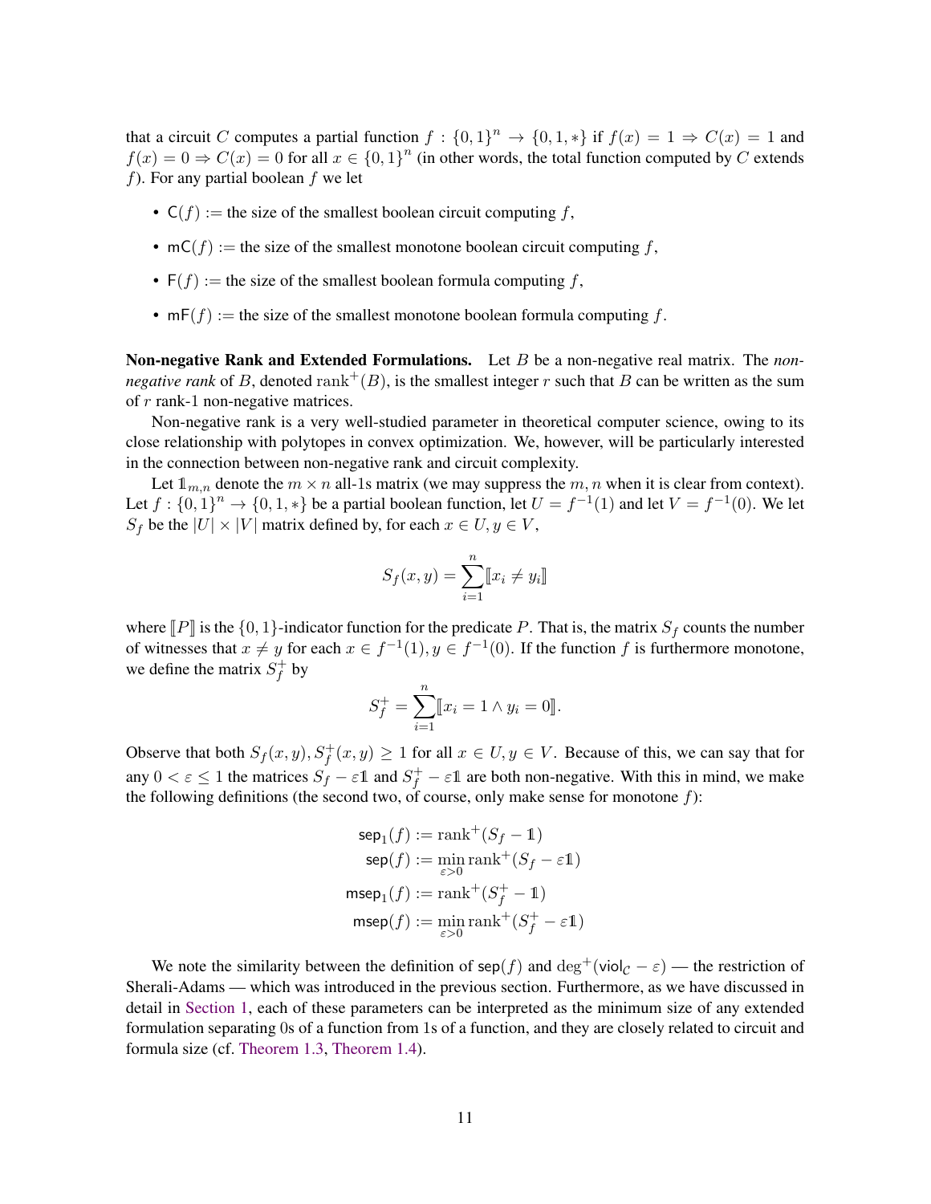that a circuit $C$ computes a partial function $f : \{0,1\}^n \to \{0,1,*\}$ if $f(x) = 1 \Rightarrow C(x) = 1$ and $f(x) = 0 \Rightarrow C(x) = 0$ for all $x \in \{0,1\}^n$ (in other words, the total function computed by $C$ extends $f$). For any partial boolean $f$ we let

- $\mathsf{C}(f) :=$ the size of the smallest boolean circuit computing $f$,
- $\mathsf{mC}(f) :=$ the size of the smallest monotone boolean circuit computing $f$,
- $\mathsf{F}(f) :=$ the size of the smallest boolean formula computing $f$,
- $\mathsf{mF}(f) :=$ the size of the smallest monotone boolean formula computing $f$.

**Non-negative Rank and Extended Formulations.** Let $B$ be a non-negative real matrix. The *non-negative rank* of $B$, denoted $\mathrm{rank}^+(B)$, is the smallest integer $r$ such that $B$ can be written as the sum of $r$ rank-1 non-negative matrices.

Non-negative rank is a very well-studied parameter in theoretical computer science, owing to its close relationship with polytopes in convex optimization. We, however, will be particularly interested in the connection between non-negative rank and circuit complexity.

Let $\mathbb{1}_{m,n}$ denote the $m \times n$ all-1s matrix (we may suppress the $m, n$ when it is clear from context). Let $f : \{0,1\}^n \to \{0,1,*\}$ be a partial boolean function, let $U = f^{-1}(1)$ and let $V = f^{-1}(0)$. We let $S_f$ be the $|U| \times |V|$ matrix defined by, for each $x \in U, y \in V$,

$$S_f(x,y) = \sum_{i=1}^{n} [\![ x_i \neq y_i ]\!]$$

where $[\![P]\!]$ is the $\{0,1\}$-indicator function for the predicate $P$. That is, the matrix $S_f$ counts the number of witnesses that $x \neq y$ for each $x \in f^{-1}(1), y \in f^{-1}(0)$. If the function $f$ is furthermore monotone, we define the matrix $S_f^+$ by

$$S_f^+ = \sum_{i=1}^{n} [\![ x_i = 1 \wedge y_i = 0 ]\!].$$

Observe that both $S_f(x,y), S_f^+(x,y) \geq 1$ for all $x \in U, y \in V$. Because of this, we can say that for any $0 < \varepsilon \leq 1$ the matrices $S_f - \varepsilon\mathbb{1}$ and $S_f^+ - \varepsilon\mathbb{1}$ are both non-negative. With this in mind, we make the following definitions (the second two, of course, only make sense for monotone $f$):

$$\begin{aligned}
\mathsf{sep}_1(f) &:= \mathrm{rank}^+(S_f - \mathbb{1}) \\
\mathsf{sep}(f) &:= \min_{\varepsilon > 0} \mathrm{rank}^+(S_f - \varepsilon\mathbb{1}) \\
\mathsf{msep}_1(f) &:= \mathrm{rank}^+(S_f^+ - \mathbb{1}) \\
\mathsf{msep}(f) &:= \min_{\varepsilon > 0} \mathrm{rank}^+(S_f^+ - \varepsilon\mathbb{1})
\end{aligned}$$

We note the similarity between the definition of $\mathsf{sep}(f)$ and $\deg^+(\mathsf{viol}_{\mathcal{C}} - \varepsilon)$ — the restriction of Sherali-Adams — which was introduced in the previous section. Furthermore, as we have discussed in detail in Section 1, each of these parameters can be interpreted as the minimum size of any extended formulation separating 0s of a function from 1s of a function, and they are closely related to circuit and formula size (cf. Theorem 1.3, Theorem 1.4).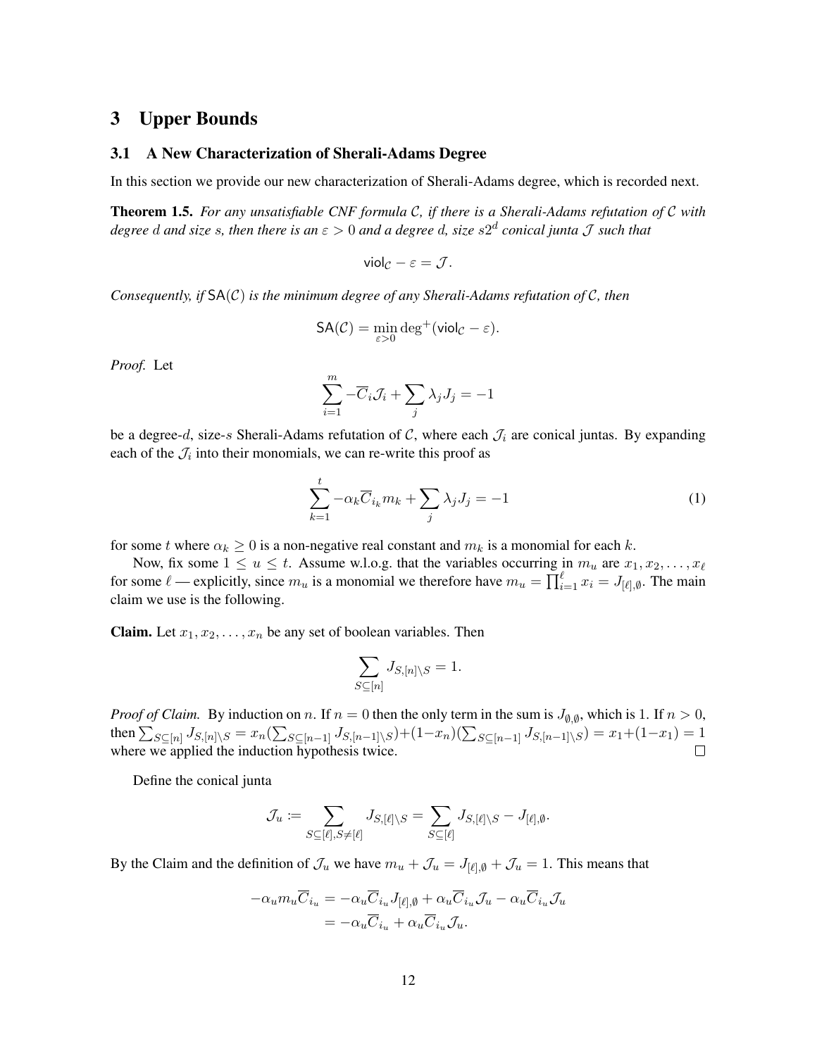# 3 Upper Bounds

## 3.1 A New Characterization of Sherali-Adams Degree

In this section we provide our new characterization of Sherali-Adams degree, which is recorded next.

**Theorem 1.5.** *For any unsatisfiable CNF formula $\mathcal{C}$, if there is a Sherali-Adams refutation of $\mathcal{C}$ with degree $d$ and size $s$, then there is an $\varepsilon > 0$ and a degree $d$, size $s2^d$ conical junta $\mathcal{J}$ such that*

$$\mathsf{viol}_{\mathcal{C}} - \varepsilon = \mathcal{J}.$$

*Consequently, if $\mathsf{SA}(\mathcal{C})$ is the minimum degree of any Sherali-Adams refutation of $\mathcal{C}$, then*

$$\mathsf{SA}(\mathcal{C}) = \min_{\varepsilon > 0} \deg^+(\mathsf{viol}_{\mathcal{C}} - \varepsilon).$$

*Proof.* Let

$$\sum_{i=1}^{m} -\overline{C}_i \mathcal{J}_i + \sum_j \lambda_j J_j = -1$$

be a degree-$d$, size-$s$ Sherali-Adams refutation of $\mathcal{C}$, where each $\mathcal{J}_i$ are conical juntas. By expanding each of the $\mathcal{J}_i$ into their monomials, we can re-write this proof as

$$\sum_{k=1}^{t} -\alpha_k \overline{C}_{i_k} m_k + \sum_j \lambda_j J_j = -1 \tag{1}$$

for some $t$ where $\alpha_k \geq 0$ is a non-negative real constant and $m_k$ is a monomial for each $k$.

Now, fix some $1 \leq u \leq t$. Assume w.l.o.g. that the variables occurring in $m_u$ are $x_1, x_2, \ldots, x_\ell$ for some $\ell$ — explicitly, since $m_u$ is a monomial we therefore have $m_u = \prod_{i=1}^{\ell} x_i = J_{[\ell],\emptyset}$. The main claim we use is the following.

**Claim.** Let $x_1, x_2, \ldots, x_n$ be any set of boolean variables. Then

$$\sum_{S \subseteq [n]} J_{S,[n]\setminus S} = 1.$$

*Proof of Claim.* By induction on $n$. If $n = 0$ then the only term in the sum is $J_{\emptyset,\emptyset}$, which is 1. If $n > 0$, then $\sum_{S \subseteq [n]} J_{S,[n]\setminus S} = x_n(\sum_{S \subseteq [n-1]} J_{S,[n-1]\setminus S}) + (1-x_n)(\sum_{S \subseteq [n-1]} J_{S,[n-1]\setminus S}) = x_1 + (1-x_1) = 1$ where we applied the induction hypothesis twice. $\square$

Define the conical junta

$$\mathcal{J}_u := \sum_{S \subseteq [\ell], S \neq [\ell]} J_{S,[\ell]\setminus S} = \sum_{S \subseteq [\ell]} J_{S,[\ell]\setminus S} - J_{[\ell],\emptyset}.$$

By the Claim and the definition of $\mathcal{J}_u$ we have $m_u + \mathcal{J}_u = J_{[\ell],\emptyset} + \mathcal{J}_u = 1$. This means that

$$\begin{aligned}
-\alpha_u m_u \overline{C}_{i_u} &= -\alpha_u \overline{C}_{i_u} J_{[\ell],\emptyset} + \alpha_u \overline{C}_{i_u} \mathcal{J}_u - \alpha_u \overline{C}_{i_u} \mathcal{J}_u \\
&= -\alpha_u \overline{C}_{i_u} + \alpha_u \overline{C}_{i_u} \mathcal{J}_u.
\end{aligned}$$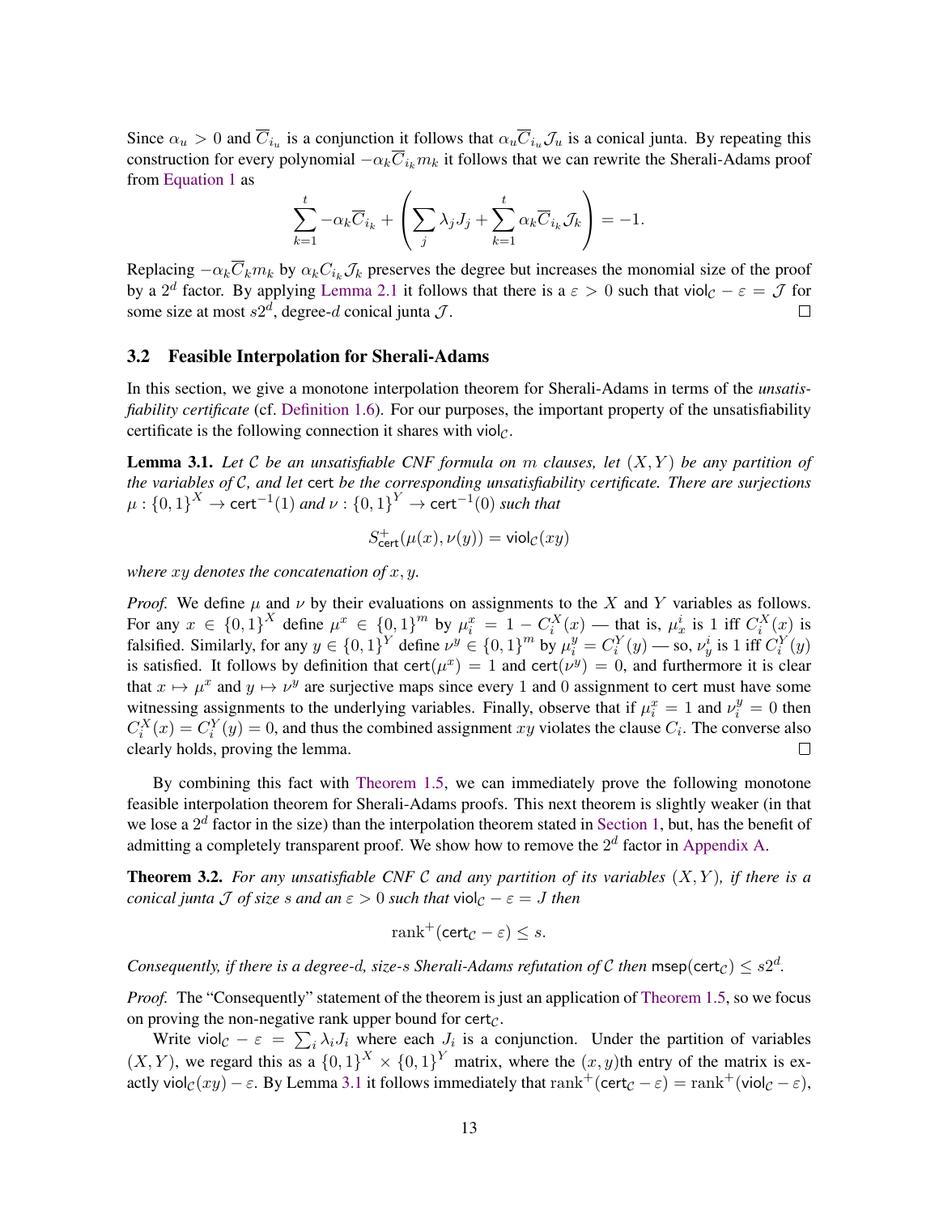Since $\alpha_u > 0$ and $\overline{C}_{i_u}$ is a conjunction it follows that $\alpha_u \overline{C}_{i_u} \mathcal{J}_u$ is a conical junta. By repeating this construction for every polynomial $-\alpha_k \overline{C}_{i_k} m_k$ it follows that we can rewrite the Sherali-Adams proof from Equation 1 as

$$\sum_{k=1}^{t} -\alpha_k \overline{C}_{i_k} + \left( \sum_j \lambda_j J_j + \sum_{k=1}^{t} \alpha_k \overline{C}_{i_k} \mathcal{J}_k \right) = -1.$$

Replacing $-\alpha_k \overline{C}_k m_k$ by $\alpha_k C_{i_k} \mathcal{J}_k$ preserves the degree but increases the monomial size of the proof by a $2^d$ factor. By applying Lemma 2.1 it follows that there is a $\varepsilon > 0$ such that $\mathsf{viol}_{\mathcal{C}} - \varepsilon = \mathcal{J}$ for some size at most $s2^d$, degree-$d$ conical junta $\mathcal{J}$. $\square$

### 3.2 Feasible Interpolation for Sherali-Adams

In this section, we give a monotone interpolation theorem for Sherali-Adams in terms of the *unsatisfiability certificate* (cf. Definition 1.6). For our purposes, the important property of the unsatisfiability certificate is the following connection it shares with $\mathsf{viol}_{\mathcal{C}}$.

**Lemma 3.1.** *Let $\mathcal{C}$ be an unsatisfiable CNF formula on $m$ clauses, let $(X, Y)$ be any partition of the variables of $\mathcal{C}$, and let* $\mathsf{cert}$ *be the corresponding unsatisfiability certificate. There are surjections $\mu : \{0,1\}^X \to \mathsf{cert}^{-1}(1)$ and $\nu : \{0,1\}^Y \to \mathsf{cert}^{-1}(0)$ such that*

$$S^+_{\mathsf{cert}}(\mu(x), \nu(y)) = \mathsf{viol}_{\mathcal{C}}(xy)$$

*where $xy$ denotes the concatenation of $x, y$.*

*Proof.* We define $\mu$ and $\nu$ by their evaluations on assignments to the $X$ and $Y$ variables as follows. For any $x \in \{0,1\}^X$ define $\mu^x \in \{0,1\}^m$ by $\mu^x_i = 1 - C^X_i(x)$ — that is, $\mu^i_x$ is 1 iff $C^X_i(x)$ is falsified. Similarly, for any $y \in \{0,1\}^Y$ define $\nu^y \in \{0,1\}^m$ by $\mu^y_i = C^Y_i(y)$ — so, $\nu^i_y$ is 1 iff $C^Y_i(y)$ is satisfied. It follows by definition that $\mathsf{cert}(\mu^x) = 1$ and $\mathsf{cert}(\nu^y) = 0$, and furthermore it is clear that $x \mapsto \mu^x$ and $y \mapsto \nu^y$ are surjective maps since every 1 and 0 assignment to $\mathsf{cert}$ must have some witnessing assignments to the underlying variables. Finally, observe that if $\mu^x_i = 1$ and $\nu^y_i = 0$ then $C^X_i(x) = C^Y_i(y) = 0$, and thus the combined assignment $xy$ violates the clause $C_i$. The converse also clearly holds, proving the lemma. $\square$

By combining this fact with Theorem 1.5, we can immediately prove the following monotone feasible interpolation theorem for Sherali-Adams proofs. This next theorem is slightly weaker (in that we lose a $2^d$ factor in the size) than the interpolation theorem stated in Section 1, but, has the benefit of admitting a completely transparent proof. We show how to remove the $2^d$ factor in Appendix A.

**Theorem 3.2.** *For any unsatisfiable CNF $\mathcal{C}$ and any partition of its variables $(X, Y)$, if there is a conical junta $\mathcal{J}$ of size $s$ and an $\varepsilon > 0$ such that $\mathsf{viol}_{\mathcal{C}} - \varepsilon = J$ then*

$$\operatorname{rank}^+(\mathsf{cert}_{\mathcal{C}} - \varepsilon) \leq s.$$

*Consequently, if there is a degree-$d$, size-$s$ Sherali-Adams refutation of $\mathcal{C}$ then $\mathsf{msep}(\mathsf{cert}_{\mathcal{C}}) \leq s2^d$.*

*Proof.* The "Consequently" statement of the theorem is just an application of Theorem 1.5, so we focus on proving the non-negative rank upper bound for $\mathsf{cert}_{\mathcal{C}}$.

Write $\mathsf{viol}_{\mathcal{C}} - \varepsilon = \sum_i \lambda_i J_i$ where each $J_i$ is a conjunction. Under the partition of variables $(X, Y)$, we regard this as a $\{0,1\}^X \times \{0,1\}^Y$ matrix, where the $(x, y)$th entry of the matrix is exactly $\mathsf{viol}_{\mathcal{C}}(xy) - \varepsilon$. By Lemma 3.1 it follows immediately that $\operatorname{rank}^+(\mathsf{cert}_{\mathcal{C}} - \varepsilon) = \operatorname{rank}^+(\mathsf{viol}_{\mathcal{C}} - \varepsilon)$,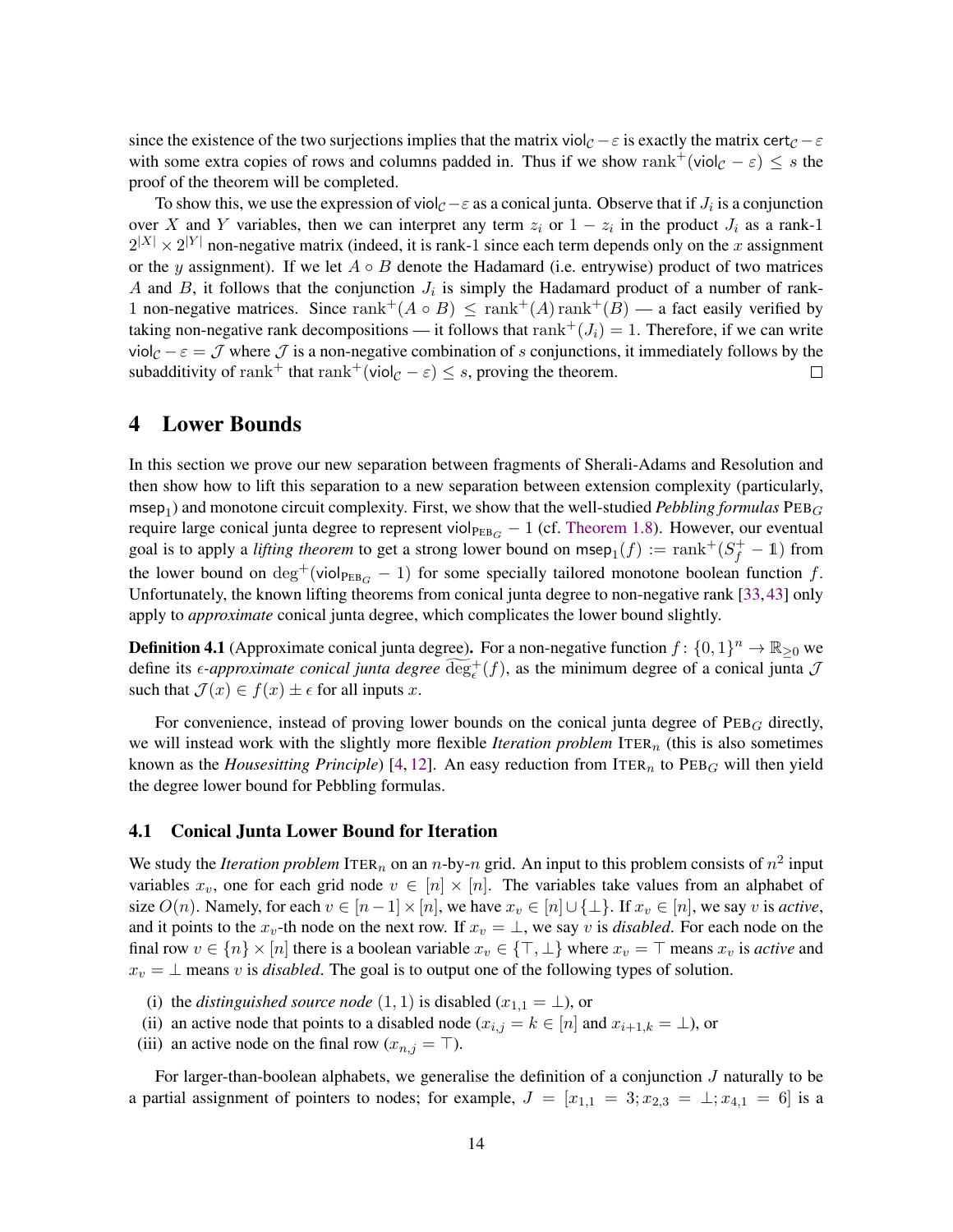since the existence of the two surjections implies that the matrix $\mathsf{viol}_{\mathcal{C}} - \varepsilon$ is exactly the matrix $\mathsf{cert}_{\mathcal{C}} - \varepsilon$ with some extra copies of rows and columns padded in. Thus if we show $\mathrm{rank}^+(\mathsf{viol}_{\mathcal{C}} - \varepsilon) \leq s$ the proof of the theorem will be completed.

To show this, we use the expression of $\mathsf{viol}_{\mathcal{C}} - \varepsilon$ as a conical junta. Observe that if $J_i$ is a conjunction over $X$ and $Y$ variables, then we can interpret any term $z_i$ or $1 - z_i$ in the product $J_i$ as a rank-1 $2^{|X|} \times 2^{|Y|}$ non-negative matrix (indeed, it is rank-1 since each term depends only on the $x$ assignment or the $y$ assignment). If we let $A \circ B$ denote the Hadamard (i.e. entrywise) product of two matrices $A$ and $B$, it follows that the conjunction $J_i$ is simply the Hadamard product of a number of rank-1 non-negative matrices. Since $\mathrm{rank}^+(A \circ B) \leq \mathrm{rank}^+(A)\,\mathrm{rank}^+(B)$ — a fact easily verified by taking non-negative rank decompositions — it follows that $\mathrm{rank}^+(J_i) = 1$. Therefore, if we can write $\mathsf{viol}_{\mathcal{C}} - \varepsilon = \mathcal{J}$ where $\mathcal{J}$ is a non-negative combination of $s$ conjunctions, it immediately follows by the subadditivity of $\mathrm{rank}^+$ that $\mathrm{rank}^+(\mathsf{viol}_{\mathcal{C}} - \varepsilon) \leq s$, proving the theorem. ☐

# 4 Lower Bounds

In this section we prove our new separation between fragments of Sherali-Adams and Resolution and then show how to lift this separation to a new separation between extension complexity (particularly, $\mathsf{msep}_1$) and monotone circuit complexity. First, we show that the well-studied *Pebbling formulas* $\mathrm{PEB}_G$ require large conical junta degree to represent $\mathsf{viol}_{\mathrm{PEB}_G} - 1$ (cf. Theorem 1.8). However, our eventual goal is to apply a *lifting theorem* to get a strong lower bound on $\mathsf{msep}_1(f) := \mathrm{rank}^+(S_f^+ - \mathbb{1})$ from the lower bound on $\deg^+(\mathsf{viol}_{\mathrm{PEB}_G} - 1)$ for some specially tailored monotone boolean function $f$. Unfortunately, the known lifting theorems from conical junta degree to non-negative rank [33, 43] only apply to *approximate* conical junta degree, which complicates the lower bound slightly.

**Definition 4.1** (Approximate conical junta degree)**.** For a non-negative function $f\colon \{0,1\}^n \to \mathbb{R}_{\geq 0}$ we define its $\epsilon$*-approximate conical junta degree* $\widetilde{\deg}^+_\epsilon(f)$, as the minimum degree of a conical junta $\mathcal{J}$ such that $\mathcal{J}(x) \in f(x) \pm \epsilon$ for all inputs $x$.

For convenience, instead of proving lower bounds on the conical junta degree of $\mathrm{PEB}_G$ directly, we will instead work with the slightly more flexible *Iteration problem* $\mathrm{ITER}_n$ (this is also sometimes known as the *Housesitting Principle*) [4, 12]. An easy reduction from $\mathrm{ITER}_n$ to $\mathrm{PEB}_G$ will then yield the degree lower bound for Pebbling formulas.

## 4.1 Conical Junta Lower Bound for Iteration

We study the *Iteration problem* $\mathrm{ITER}_n$ on an $n$-by-$n$ grid. An input to this problem consists of $n^2$ input variables $x_v$, one for each grid node $v \in [n] \times [n]$. The variables take values from an alphabet of size $O(n)$. Namely, for each $v \in [n-1] \times [n]$, we have $x_v \in [n] \cup \{\bot\}$. If $x_v \in [n]$, we say $v$ is *active*, and it points to the $x_v$-th node on the next row. If $x_v = \bot$, we say $v$ is *disabled*. For each node on the final row $v \in \{n\} \times [n]$ there is a boolean variable $x_v \in \{\top, \bot\}$ where $x_v = \top$ means $x_v$ is *active* and $x_v = \bot$ means $v$ is *disabled*. The goal is to output one of the following types of solution.

(i) the *distinguished source node* $(1,1)$ is disabled ($x_{1,1} = \bot$), or

(ii) an active node that points to a disabled node ($x_{i,j} = k \in [n]$ and $x_{i+1,k} = \bot$), or

(iii) an active node on the final row ($x_{n,j} = \top$).

For larger-than-boolean alphabets, we generalise the definition of a conjunction $J$ naturally to be a partial assignment of pointers to nodes; for example, $J = [x_{1,1} = 3; x_{2,3} = \bot; x_{4,1} = 6]$ is a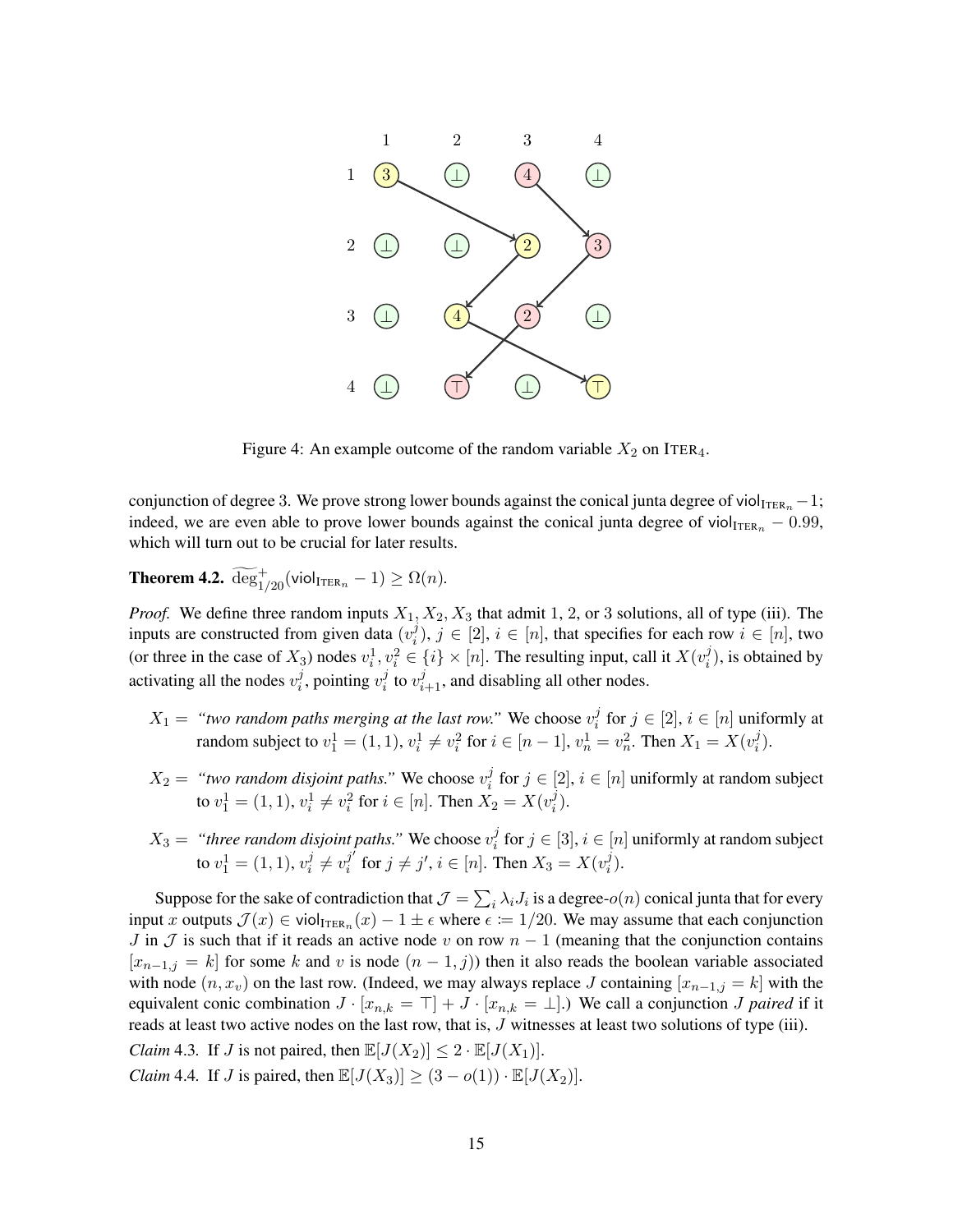Figure 4: An example outcome of the random variable $X_2$ on $\textsc{Iter}_4$.

conjunction of degree 3. We prove strong lower bounds against the conical junta degree of $\mathsf{viol}_{\textsc{Iter}_n} - 1$; indeed, we are even able to prove lower bounds against the conical junta degree of $\mathsf{viol}_{\textsc{Iter}_n} - 0.99$, which will turn out to be crucial for later results.

**Theorem 4.2.** $\widetilde{\deg}^+_{1/20}(\mathsf{viol}_{\textsc{Iter}_n} - 1) \geq \Omega(n)$.

*Proof.* We define three random inputs $X_1, X_2, X_3$ that admit 1, 2, or 3 solutions, all of type (iii). The inputs are constructed from given data $(v_i^j)$, $j \in [2]$, $i \in [n]$, that specifies for each row $i \in [n]$, two (or three in the case of $X_3$) nodes $v_i^1, v_i^2 \in \{i\} \times [n]$. The resulting input, call it $X(v_i^j)$, is obtained by activating all the nodes $v_i^j$, pointing $v_i^j$ to $v_{i+1}^j$, and disabling all other nodes.

- $X_1 =$ *"two random paths merging at the last row."* We choose $v_i^j$ for $j \in [2]$, $i \in [n]$ uniformly at random subject to $v_1^1 = (1,1)$, $v_i^1 \neq v_i^2$ for $i \in [n-1]$, $v_n^1 = v_n^2$. Then $X_1 = X(v_i^j)$.
- $X_2 =$ *"two random disjoint paths."* We choose $v_i^j$ for $j \in [2]$, $i \in [n]$ uniformly at random subject to $v_1^1 = (1,1)$, $v_i^1 \neq v_i^2$ for $i \in [n]$. Then $X_2 = X(v_i^j)$.
- $X_3 =$ *"three random disjoint paths."* We choose $v_i^j$ for $j \in [3]$, $i \in [n]$ uniformly at random subject to $v_1^1 = (1,1)$, $v_i^j \neq v_i^{j'}$ for $j \neq j'$, $i \in [n]$. Then $X_3 = X(v_i^j)$.

Suppose for the sake of contradiction that $\mathcal{J} = \sum_i \lambda_i J_i$ is a degree-$o(n)$ conical junta that for every input $x$ outputs $\mathcal{J}(x) \in \mathsf{viol}_{\textsc{Iter}_n}(x) - 1 \pm \epsilon$ where $\epsilon := 1/20$. We may assume that each conjunction $J$ in $\mathcal{J}$ is such that if it reads an active node $v$ on row $n-1$ (meaning that the conjunction contains $[x_{n-1,j} = k]$ for some $k$ and $v$ is node $(n-1, j)$) then it also reads the boolean variable associated with node $(n, x_v)$ on the last row. (Indeed, we may always replace $J$ containing $[x_{n-1,j} = k]$ with the equivalent conic combination $J \cdot [x_{n,k} = \top] + J \cdot [x_{n,k} = \bot]$.) We call a conjunction $J$ *paired* if it reads at least two active nodes on the last row, that is, $J$ witnesses at least two solutions of type (iii).

*Claim* 4.3. If $J$ is not paired, then $\mathbb{E}[J(X_2)] \leq 2 \cdot \mathbb{E}[J(X_1)]$.

*Claim* 4.4. If $J$ is paired, then $\mathbb{E}[J(X_3)] \geq (3 - o(1)) \cdot \mathbb{E}[J(X_2)]$.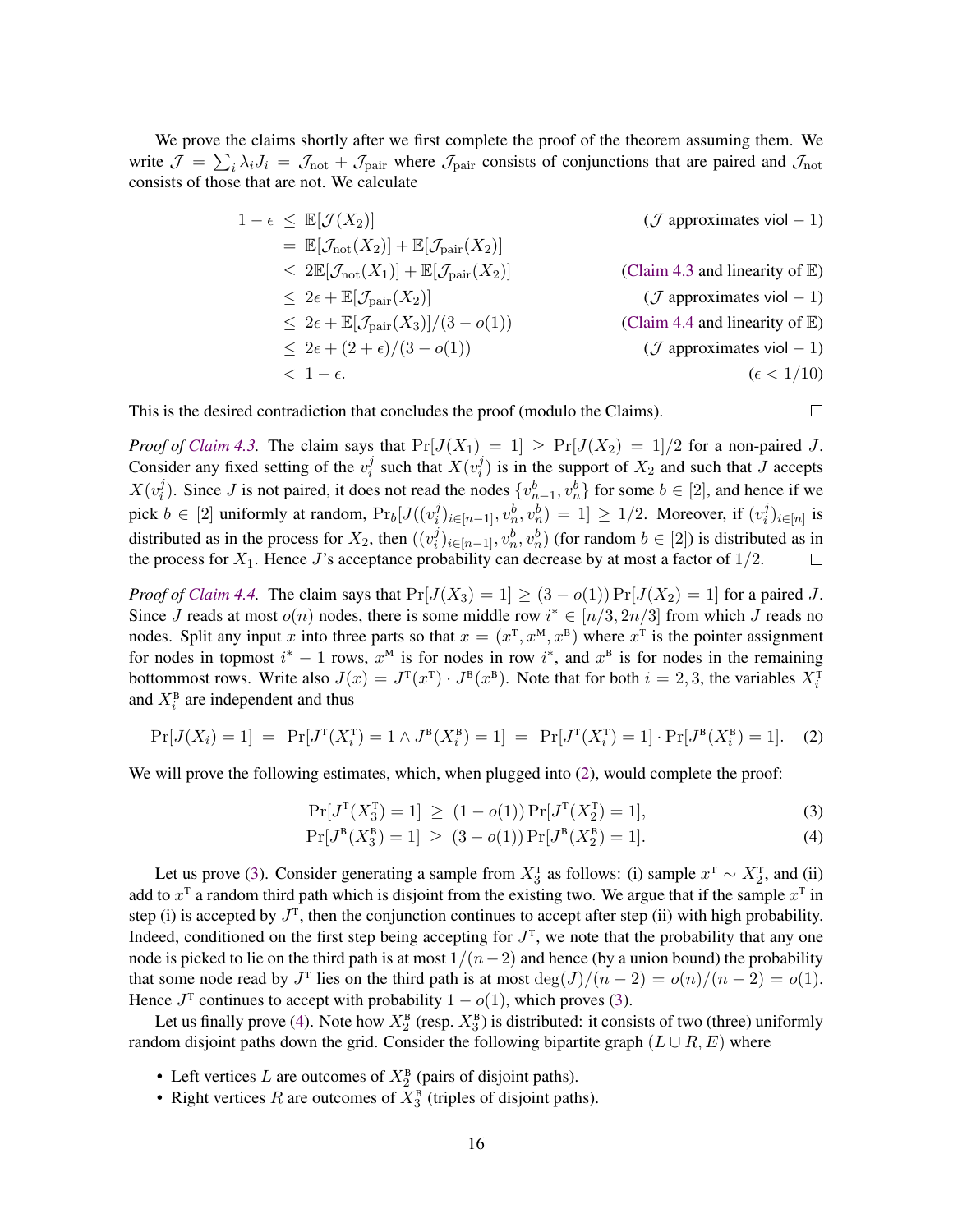We prove the claims shortly after we first complete the proof of the theorem assuming them. We write $\mathcal{J} = \sum_i \lambda_i J_i = \mathcal{J}_{\text{not}} + \mathcal{J}_{\text{pair}}$ where $\mathcal{J}_{\text{pair}}$ consists of conjunctions that are paired and $\mathcal{J}_{\text{not}}$ consists of those that are not. We calculate

$$
\begin{aligned}
1 - \epsilon &\leq \mathbb{E}[\mathcal{J}(X_2)] && (\mathcal{J} \text{ approximates } \mathsf{viol} - 1) \\
&= \mathbb{E}[\mathcal{J}_{\text{not}}(X_2)] + \mathbb{E}[\mathcal{J}_{\text{pair}}(X_2)] \\
&\leq 2\mathbb{E}[\mathcal{J}_{\text{not}}(X_1)] + \mathbb{E}[\mathcal{J}_{\text{pair}}(X_2)] && (\text{Claim 4.3 and linearity of } \mathbb{E}) \\
&\leq 2\epsilon + \mathbb{E}[\mathcal{J}_{\text{pair}}(X_2)] && (\mathcal{J} \text{ approximates } \mathsf{viol} - 1) \\
&\leq 2\epsilon + \mathbb{E}[\mathcal{J}_{\text{pair}}(X_3)]/(3 - o(1)) && (\text{Claim 4.4 and linearity of } \mathbb{E}) \\
&\leq 2\epsilon + (2 + \epsilon)/(3 - o(1)) && (\mathcal{J} \text{ approximates } \mathsf{viol} - 1) \\
&< 1 - \epsilon. && (\epsilon < 1/10)
\end{aligned}
$$

This is the desired contradiction that concludes the proof (modulo the Claims). □

*Proof of Claim 4.3.* The claim says that $\Pr[J(X_1) = 1] \geq \Pr[J(X_2) = 1]/2$ for a non-paired $J$. Consider any fixed setting of the $v_i^j$ such that $X(v_i^j)$ is in the support of $X_2$ and such that $J$ accepts $X(v_i^j)$. Since $J$ is not paired, it does not read the nodes $\{v_{n-1}^b, v_n^b\}$ for some $b \in [2]$, and hence if we pick $b \in [2]$ uniformly at random, $\Pr_b[J((v_i^j)_{i \in [n-1]}, v_n^b, v_n^b) = 1] \geq 1/2$. Moreover, if $(v_i^j)_{i \in [n]}$ is distributed as in the process for $X_2$, then $((v_i^j)_{i \in [n-1]}, v_n^b, v_n^b)$ (for random $b \in [2]$) is distributed as in the process for $X_1$. Hence $J$'s acceptance probability can decrease by at most a factor of $1/2$. □

*Proof of Claim 4.4.* The claim says that $\Pr[J(X_3) = 1] \geq (3 - o(1)) \Pr[J(X_2) = 1]$ for a paired $J$. Since $J$ reads at most $o(n)$ nodes, there is some middle row $i^* \in [n/3, 2n/3]$ from which $J$ reads no nodes. Split any input $x$ into three parts so that $x = (x^{\text{T}}, x^{\text{M}}, x^{\text{B}})$ where $x^{\text{T}}$ is the pointer assignment for nodes in topmost $i^* - 1$ rows, $x^{\text{M}}$ is for nodes in row $i^*$, and $x^{\text{B}}$ is for nodes in the remaining bottommost rows. Write also $J(x) = J^{\text{T}}(x^{\text{T}}) \cdot J^{\text{B}}(x^{\text{B}})$. Note that for both $i = 2, 3$, the variables $X_i^{\text{T}}$ and $X_i^{\text{B}}$ are independent and thus

$$
\Pr[J(X_i) = 1] \;=\; \Pr[J^{\text{T}}(X_i^{\text{T}}) = 1 \wedge J^{\text{B}}(X_i^{\text{B}}) = 1] \;=\; \Pr[J^{\text{T}}(X_i^{\text{T}}) = 1] \cdot \Pr[J^{\text{B}}(X_i^{\text{B}}) = 1]. \tag{2}
$$

We will prove the following estimates, which, when plugged into (2), would complete the proof:

$$
\Pr[J^{\text{T}}(X_3^{\text{T}}) = 1] \;\geq\; (1 - o(1)) \Pr[J^{\text{T}}(X_2^{\text{T}}) = 1], \tag{3}
$$

$$
\Pr[J^{\text{B}}(X_3^{\text{B}}) = 1] \;\geq\; (3 - o(1)) \Pr[J^{\text{B}}(X_2^{\text{B}}) = 1]. \tag{4}
$$

Let us prove (3). Consider generating a sample from $X_3^{\text{T}}$ as follows: (i) sample $x^{\text{T}} \sim X_2^{\text{T}}$, and (ii) add to $x^{\text{T}}$ a random third path which is disjoint from the existing two. We argue that if the sample $x^{\text{T}}$ in step (i) is accepted by $J^{\text{T}}$, then the conjunction continues to accept after step (ii) with high probability. Indeed, conditioned on the first step being accepting for $J^{\text{T}}$, we note that the probability that any one node is picked to lie on the third path is at most $1/(n-2)$ and hence (by a union bound) the probability that some node read by $J^{\text{T}}$ lies on the third path is at most $\deg(J)/(n-2) = o(n)/(n-2) = o(1)$. Hence $J^{\text{T}}$ continues to accept with probability $1 - o(1)$, which proves (3).

Let us finally prove (4). Note how $X_2^{\text{B}}$ (resp. $X_3^{\text{B}}$) is distributed: it consists of two (three) uniformly random disjoint paths down the grid. Consider the following bipartite graph $(L \cup R, E)$ where

- Left vertices $L$ are outcomes of $X_2^{\text{B}}$ (pairs of disjoint paths).
- Right vertices $R$ are outcomes of $X_3^{\text{B}}$ (triples of disjoint paths).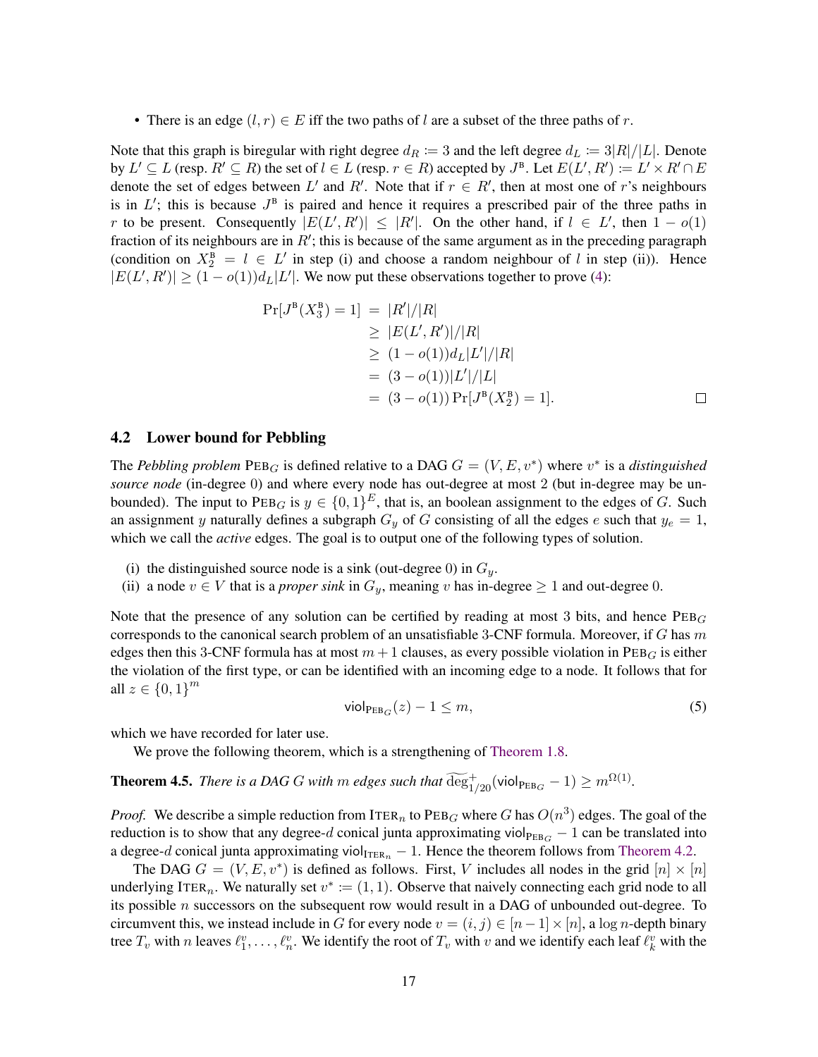- There is an edge $(l, r) \in E$ iff the two paths of $l$ are a subset of the three paths of $r$.

Note that this graph is biregular with right degree $d_R := 3$ and the left degree $d_L := 3|R|/|L|$. Denote by $L' \subseteq L$ (resp. $R' \subseteq R$) the set of $l \in L$ (resp. $r \in R$) accepted by $J^{\text{B}}$. Let $E(L', R') := L' \times R' \cap E$ denote the set of edges between $L'$ and $R'$. Note that if $r \in R'$, then at most one of $r$'s neighbours is in $L'$; this is because $J^{\text{B}}$ is paired and hence it requires a prescribed pair of the three paths in $r$ to be present. Consequently $|E(L', R')| \le |R'|$. On the other hand, if $l \in L'$, then $1 - o(1)$ fraction of its neighbours are in $R'$; this is because of the same argument as in the preceding paragraph (condition on $X_2^{\text{B}} = l \in L'$ in step (i) and choose a random neighbour of $l$ in step (ii)). Hence $|E(L', R')| \ge (1 - o(1))d_L|L'|$. We now put these observations together to prove (4):

$$
\begin{aligned}
\Pr[J^{\text{B}}(X_3^{\text{B}}) = 1] &= |R'|/|R| \\
&\ge |E(L', R')|/|R| \\
&\ge (1 - o(1))d_L|L'|/|R| \\
&= (3 - o(1))|L'|/|L| \\
&= (3 - o(1)) \Pr[J^{\text{B}}(X_2^{\text{B}}) = 1]. \qquad \square
\end{aligned}
$$

### 4.2 Lower bound for Pebbling

The *Pebbling problem* $\text{PEB}_G$ is defined relative to a DAG $G = (V, E, v^*)$ where $v^*$ is a *distinguished source node* (in-degree 0) and where every node has out-degree at most 2 (but in-degree may be unbounded). The input to $\text{PEB}_G$ is $y \in \{0,1\}^E$, that is, an boolean assignment to the edges of $G$. Such an assignment $y$ naturally defines a subgraph $G_y$ of $G$ consisting of all the edges $e$ such that $y_e = 1$, which we call the *active* edges. The goal is to output one of the following types of solution.

(i) the distinguished source node is a sink (out-degree 0) in $G_y$.
(ii) a node $v \in V$ that is a *proper sink* in $G_y$, meaning $v$ has in-degree $\ge 1$ and out-degree 0.

Note that the presence of any solution can be certified by reading at most 3 bits, and hence $\text{PEB}_G$ corresponds to the canonical search problem of an unsatisfiable 3-CNF formula. Moreover, if $G$ has $m$ edges then this 3-CNF formula has at most $m + 1$ clauses, as every possible violation in $\text{PEB}_G$ is either the violation of the first type, or can be identified with an incoming edge to a node. It follows that for all $z \in \{0,1\}^m$

$$
\mathsf{viol}_{\text{PEB}_G}(z) - 1 \le m, \tag{5}
$$

which we have recorded for later use.

We prove the following theorem, which is a strengthening of Theorem 1.8.

**Theorem 4.5.** *There is a DAG $G$ with $m$ edges such that $\widetilde{\deg}^{+}_{1/20}(\mathsf{viol}_{\text{PEB}_G} - 1) \ge m^{\Omega(1)}$.*

*Proof.* We describe a simple reduction from $\text{ITER}_n$ to $\text{PEB}_G$ where $G$ has $O(n^3)$ edges. The goal of the reduction is to show that any degree-$d$ conical junta approximating $\mathsf{viol}_{\text{PEB}_G} - 1$ can be translated into a degree-$d$ conical junta approximating $\mathsf{viol}_{\text{ITER}_n} - 1$. Hence the theorem follows from Theorem 4.2.

The DAG $G = (V, E, v^*)$ is defined as follows. First, $V$ includes all nodes in the grid $[n] \times [n]$ underlying $\text{ITER}_n$. We naturally set $v^* := (1, 1)$. Observe that naively connecting each grid node to all its possible $n$ successors on the subsequent row would result in a DAG of unbounded out-degree. To circumvent this, we instead include in $G$ for every node $v = (i, j) \in [n-1] \times [n]$, a $\log n$-depth binary tree $T_v$ with $n$ leaves $\ell_1^v, \ldots, \ell_n^v$. We identify the root of $T_v$ with $v$ and we identify each leaf $\ell_k^v$ with the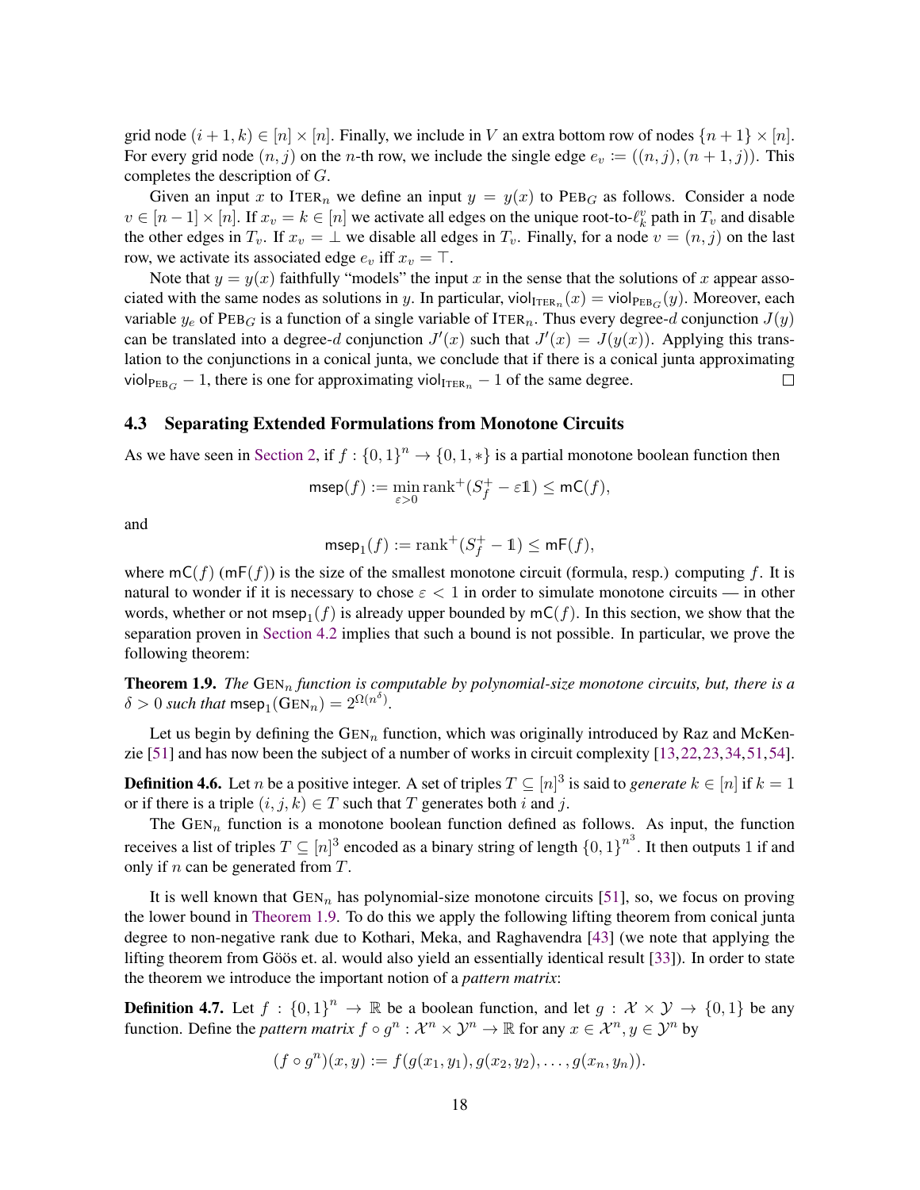grid node $(i+1, k) \in [n] \times [n]$. Finally, we include in $V$ an extra bottom row of nodes $\{n+1\} \times [n]$. For every grid node $(n, j)$ on the $n$-th row, we include the single edge $e_v := ((n, j), (n+1, j))$. This completes the description of $G$.

Given an input $x$ to $\textsc{Iter}_n$ we define an input $y = y(x)$ to $\textsc{Peb}_G$ as follows. Consider a node $v \in [n-1] \times [n]$. If $x_v = k \in [n]$ we activate all edges on the unique root-to-$\ell_k^v$ path in $T_v$ and disable the other edges in $T_v$. If $x_v = \perp$ we disable all edges in $T_v$. Finally, for a node $v = (n, j)$ on the last row, we activate its associated edge $e_v$ iff $x_v = \top$.

Note that $y = y(x)$ faithfully "models" the input $x$ in the sense that the solutions of $x$ appear associated with the same nodes as solutions in $y$. In particular, $\mathsf{viol}_{\textsc{Iter}_n}(x) = \mathsf{viol}_{\textsc{Peb}_G}(y)$. Moreover, each variable $y_e$ of $\textsc{Peb}_G$ is a function of a single variable of $\textsc{Iter}_n$. Thus every degree-$d$ conjunction $J(y)$ can be translated into a degree-$d$ conjunction $J'(x)$ such that $J'(x) = J(y(x))$. Applying this translation to the conjunctions in a conical junta, we conclude that if there is a conical junta approximating $\mathsf{viol}_{\textsc{Peb}_G} - 1$, there is one for approximating $\mathsf{viol}_{\textsc{Iter}_n} - 1$ of the same degree. ∎

### 4.3 Separating Extended Formulations from Monotone Circuits

As we have seen in Section 2, if $f : \{0,1\}^n \to \{0, 1, *\}$ is a partial monotone boolean function then

$$\mathsf{msep}(f) := \min_{\varepsilon > 0} \operatorname{rank}^+(S_f^+ - \varepsilon \mathbb{1}) \le \mathsf{mC}(f),$$

and

$$\mathsf{msep}_1(f) := \operatorname{rank}^+(S_f^+ - \mathbb{1}) \le \mathsf{mF}(f),$$

where $\mathsf{mC}(f)$ ($\mathsf{mF}(f)$) is the size of the smallest monotone circuit (formula, resp.) computing $f$. It is natural to wonder if it is necessary to chose $\varepsilon < 1$ in order to simulate monotone circuits — in other words, whether or not $\mathsf{msep}_1(f)$ is already upper bounded by $\mathsf{mC}(f)$. In this section, we show that the separation proven in Section 4.2 implies that such a bound is not possible. In particular, we prove the following theorem:

**Theorem 1.9.** *The* $\textsc{Gen}_n$ *function is computable by polynomial-size monotone circuits, but, there is a* $\delta > 0$ *such that* $\mathsf{msep}_1(\textsc{Gen}_n) = 2^{\Omega(n^\delta)}$.

Let us begin by defining the $\textsc{Gen}_n$ function, which was originally introduced by Raz and McKenzie [51] and has now been the subject of a number of works in circuit complexity [13,22,23,34,51,54].

**Definition 4.6.** Let $n$ be a positive integer. A set of triples $T \subseteq [n]^3$ is said to *generate* $k \in [n]$ if $k = 1$ or if there is a triple $(i, j, k) \in T$ such that $T$ generates both $i$ and $j$.

The $\textsc{Gen}_n$ function is a monotone boolean function defined as follows. As input, the function receives a list of triples $T \subseteq [n]^3$ encoded as a binary string of length $\{0,1\}^{n^3}$. It then outputs 1 if and only if $n$ can be generated from $T$.

It is well known that $\textsc{Gen}_n$ has polynomial-size monotone circuits [51], so, we focus on proving the lower bound in Theorem 1.9. To do this we apply the following lifting theorem from conical junta degree to non-negative rank due to Kothari, Meka, and Raghavendra [43] (we note that applying the lifting theorem from Göös et. al. would also yield an essentially identical result [33]). In order to state the theorem we introduce the important notion of a *pattern matrix*:

**Definition 4.7.** Let $f : \{0,1\}^n \to \mathbb{R}$ be a boolean function, and let $g : \mathcal{X} \times \mathcal{Y} \to \{0,1\}$ be any function. Define the *pattern matrix* $f \circ g^n : \mathcal{X}^n \times \mathcal{Y}^n \to \mathbb{R}$ for any $x \in \mathcal{X}^n, y \in \mathcal{Y}^n$ by

$$(f \circ g^n)(x, y) := f(g(x_1, y_1), g(x_2, y_2), \ldots, g(x_n, y_n)).$$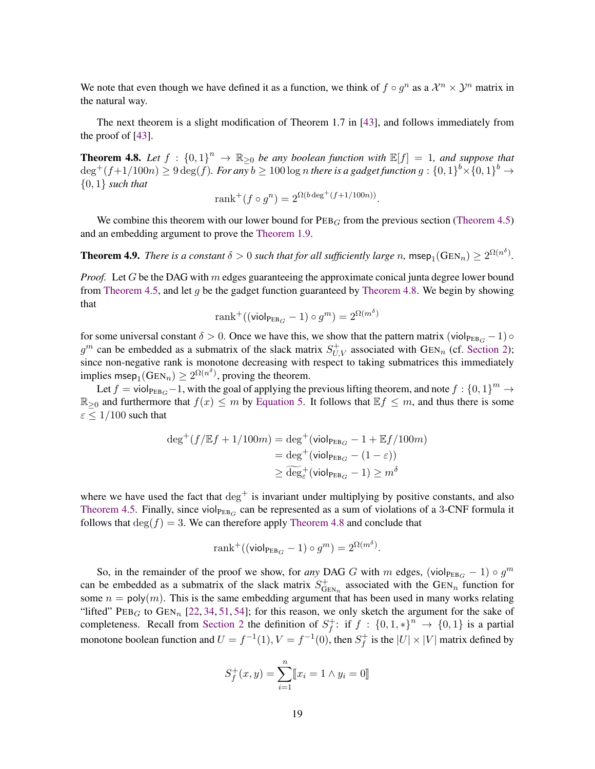We note that even though we have defined it as a function, we think of $f \circ g^n$ as a $\mathcal{X}^n \times \mathcal{Y}^n$ matrix in the natural way.

The next theorem is a slight modification of Theorem 1.7 in [43], and follows immediately from the proof of [43].

**Theorem 4.8.** *Let $f : \{0,1\}^n \to \mathbb{R}_{\geq 0}$ be any boolean function with $\mathbb{E}[f] = 1$, and suppose that $\deg^+(f + 1/100n) \geq 9 \deg(f)$. For any $b \geq 100 \log n$ there is a gadget function $g : \{0,1\}^b \times \{0,1\}^b \to \{0,1\}$ such that*

$$\mathrm{rank}^+(f \circ g^n) = 2^{\Omega(b \deg^+(f + 1/100n))}.$$

We combine this theorem with our lower bound for $\mathrm{PEB}_G$ from the previous section (Theorem 4.5) and an embedding argument to prove the Theorem 1.9.

**Theorem 4.9.** *There is a constant $\delta > 0$ such that for all sufficiently large $n$, $\mathsf{msep}_1(\mathrm{GEN}_n) \geq 2^{\Omega(n^\delta)}$.*

*Proof.* Let $G$ be the DAG with $m$ edges guaranteeing the approximate conical junta degree lower bound from Theorem 4.5, and let $g$ be the gadget function guaranteed by Theorem 4.8. We begin by showing that

$$\mathrm{rank}^+((\mathsf{viol}_{\mathrm{PEB}_G} - 1) \circ g^m) = 2^{\Omega(m^\delta)}$$

for some universal constant $\delta > 0$. Once we have this, we show that the pattern matrix $(\mathsf{viol}_{\mathrm{PEB}_G} - 1) \circ g^m$ can be embedded as a submatrix of the slack matrix $S^+_{U,V}$ associated with $\mathrm{GEN}_n$ (cf. Section 2); since non-negative rank is monotone decreasing with respect to taking submatrices this immediately implies $\mathsf{msep}_1(\mathrm{GEN}_n) \geq 2^{\Omega(n^\delta)}$, proving the theorem.

Let $f = \mathsf{viol}_{\mathrm{PEB}_G} - 1$, with the goal of applying the previous lifting theorem, and note $f : \{0,1\}^m \to \mathbb{R}_{\geq 0}$ and furthermore that $f(x) \leq m$ by Equation 5. It follows that $\mathbb{E}f \leq m$, and thus there is some $\varepsilon \leq 1/100$ such that

$$\begin{aligned}
\deg^+(f/\mathbb{E}f + 1/100m) &= \deg^+(\mathsf{viol}_{\mathrm{PEB}_G} - 1 + \mathbb{E}f/100m) \\
&= \deg^+(\mathsf{viol}_{\mathrm{PEB}_G} - (1 - \varepsilon)) \\
&\geq \widetilde{\deg}^+_\varepsilon(\mathsf{viol}_{\mathrm{PEB}_G} - 1) \geq m^\delta
\end{aligned}$$

where we have used the fact that $\deg^+$ is invariant under multiplying by positive constants, and also Theorem 4.5. Finally, since $\mathsf{viol}_{\mathrm{PEB}_G}$ can be represented as a sum of violations of a 3-CNF formula it follows that $\deg(f) = 3$. We can therefore apply Theorem 4.8 and conclude that

$$\mathrm{rank}^+((\mathsf{viol}_{\mathrm{PEB}_G} - 1) \circ g^m) = 2^{\Omega(m^\delta)}.$$

So, in the remainder of the proof we show, for *any* DAG $G$ with $m$ edges, $(\mathsf{viol}_{\mathrm{PEB}_G} - 1) \circ g^m$ can be embedded as a submatrix of the slack matrix $S^+_{\mathrm{GEN}_n}$ associated with the $\mathrm{GEN}_n$ function for some $n = \mathsf{poly}(m)$. This is the same embedding argument that has been used in many works relating "lifted" $\mathrm{PEB}_G$ to $\mathrm{GEN}_n$ [22, 34, 51, 54]; for this reason, we only sketch the argument for the sake of completeness. Recall from Section 2 the definition of $S^+_f$: if $f : \{0,1,*\}^n \to \{0,1\}$ is a partial monotone boolean function and $U = f^{-1}(1), V = f^{-1}(0)$, then $S^+_f$ is the $|U| \times |V|$ matrix defined by

$$S^+_f(x,y) = \sum_{i=1}^n [\![ x_i = 1 \wedge y_i = 0 ]\!]$$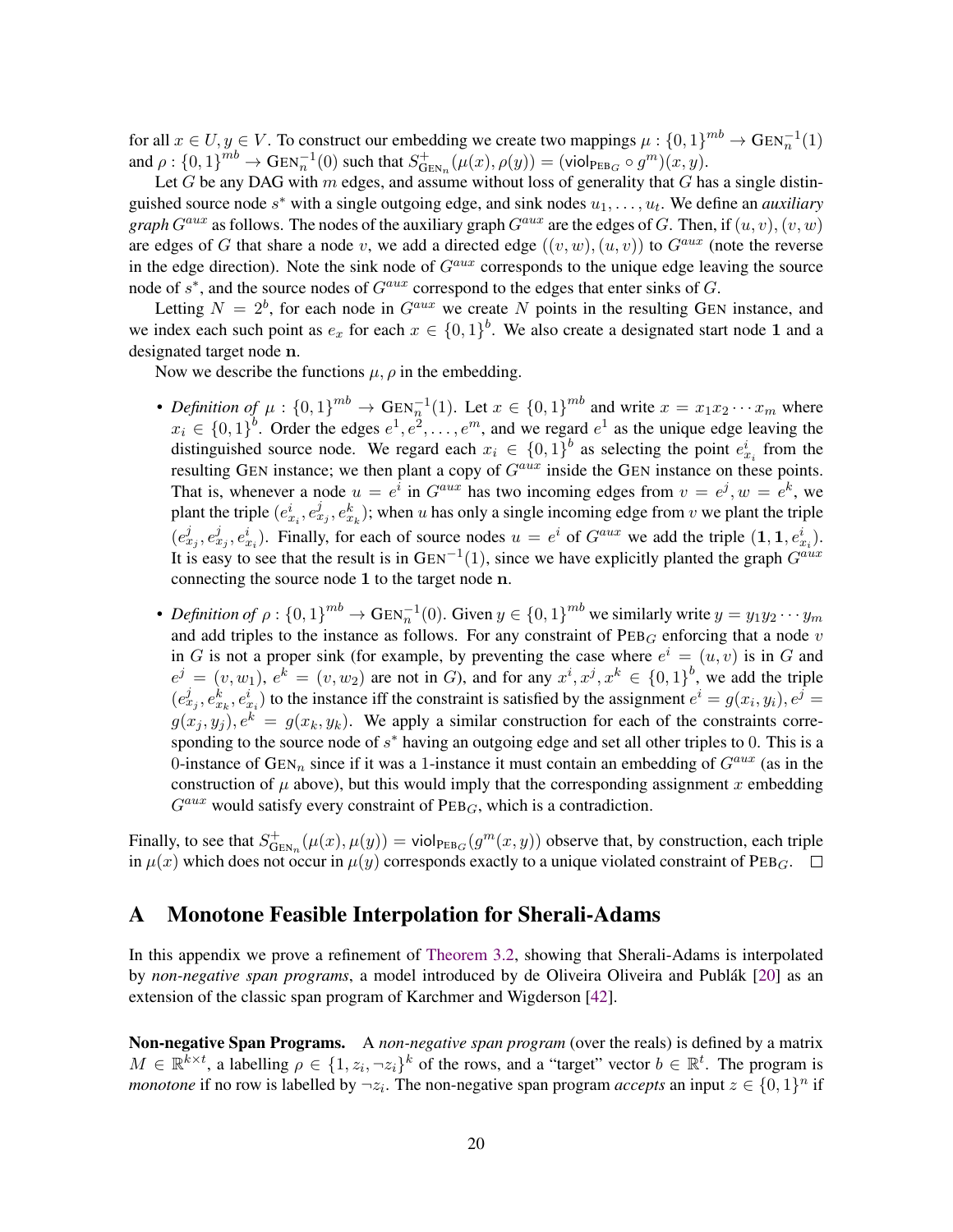for all $x \in U, y \in V$. To construct our embedding we create two mappings $\mu : \{0,1\}^{mb} \to \text{GEN}_n^{-1}(1)$ and $\rho : \{0,1\}^{mb} \to \text{GEN}_n^{-1}(0)$ such that $S^+_{\text{GEN}_n}(\mu(x), \rho(y)) = (\mathsf{viol}_{\text{PEB}_G} \circ g^m)(x, y)$.

Let $G$ be any DAG with $m$ edges, and assume without loss of generality that $G$ has a single distinguished source node $s^*$ with a single outgoing edge, and sink nodes $u_1, \ldots, u_t$. We define an *auxiliary graph* $G^{aux}$ as follows. The nodes of the auxiliary graph $G^{aux}$ are the edges of $G$. Then, if $(u, v), (v, w)$ are edges of $G$ that share a node $v$, we add a directed edge $((v, w), (u, v))$ to $G^{aux}$ (note the reverse in the edge direction). Note the sink node of $G^{aux}$ corresponds to the unique edge leaving the source node of $s^*$, and the source nodes of $G^{aux}$ correspond to the edges that enter sinks of $G$.

Letting $N = 2^b$, for each node in $G^{aux}$ we create $N$ points in the resulting GEN instance, and we index each such point as $e_x$ for each $x \in \{0,1\}^b$. We also create a designated start node $\mathbf{1}$ and a designated target node $\mathbf{n}$.

Now we describe the functions $\mu, \rho$ in the embedding.

- *Definition of* $\mu : \{0,1\}^{mb} \to \text{GEN}_n^{-1}(1)$. Let $x \in \{0,1\}^{mb}$ and write $x = x_1 x_2 \cdots x_m$ where $x_i \in \{0,1\}^b$. Order the edges $e^1, e^2, \ldots, e^m$, and we regard $e^1$ as the unique edge leaving the distinguished source node. We regard each $x_i \in \{0,1\}^b$ as selecting the point $e^i_{x_i}$ from the resulting GEN instance; we then plant a copy of $G^{aux}$ inside the GEN instance on these points. That is, whenever a node $u = e^i$ in $G^{aux}$ has two incoming edges from $v = e^j, w = e^k$, we plant the triple $(e^i_{x_i}, e^j_{x_j}, e^k_{x_k})$; when $u$ has only a single incoming edge from $v$ we plant the triple $(e^j_{x_j}, e^j_{x_j}, e^i_{x_i})$. Finally, for each of source nodes $u = e^i$ of $G^{aux}$ we add the triple $(\mathbf{1}, \mathbf{1}, e^i_{x_i})$. It is easy to see that the result is in $\text{GEN}^{-1}(1)$, since we have explicitly planted the graph $G^{aux}$ connecting the source node $\mathbf{1}$ to the target node $\mathbf{n}$.
- *Definition of* $\rho : \{0,1\}^{mb} \to \text{GEN}_n^{-1}(0)$. Given $y \in \{0,1\}^{mb}$ we similarly write $y = y_1 y_2 \cdots y_m$ and add triples to the instance as follows. For any constraint of $\text{PEB}_G$ enforcing that a node $v$ in $G$ is not a proper sink (for example, by preventing the case where $e^i = (u, v)$ is in $G$ and $e^j = (v, w_1)$, $e^k = (v, w_2)$ are not in $G$), and for any $x^i, x^j, x^k \in \{0,1\}^b$, we add the triple $(e^j_{x_j}, e^k_{x_k}, e^i_{x_i})$ to the instance iff the constraint is satisfied by the assignment $e^i = g(x_i, y_i), e^j = g(x_j, y_j), e^k = g(x_k, y_k)$. We apply a similar construction for each of the constraints corresponding to the source node of $s^*$ having an outgoing edge and set all other triples to $0$. This is a 0-instance of $\text{GEN}_n$ since if it was a 1-instance it must contain an embedding of $G^{aux}$ (as in the construction of $\mu$ above), but this would imply that the corresponding assignment $x$ embedding $G^{aux}$ would satisfy every constraint of $\text{PEB}_G$, which is a contradiction.

Finally, to see that $S^+_{\text{GEN}_n}(\mu(x), \mu(y)) = \mathsf{viol}_{\text{PEB}_G}(g^m(x, y))$ observe that, by construction, each triple in $\mu(x)$ which does not occur in $\mu(y)$ corresponds exactly to a unique violated constraint of $\text{PEB}_G$. $\square$

# A Monotone Feasible Interpolation for Sherali-Adams

In this appendix we prove a refinement of Theorem 3.2, showing that Sherali-Adams is interpolated by *non-negative span programs*, a model introduced by de Oliveira Oliveira and Publák [20] as an extension of the classic span program of Karchmer and Wigderson [42].

**Non-negative Span Programs.** A *non-negative span program* (over the reals) is defined by a matrix $M \in \mathbb{R}^{k \times t}$, a labelling $\rho \in \{1, z_i, \neg z_i\}^k$ of the rows, and a "target" vector $b \in \mathbb{R}^t$. The program is *monotone* if no row is labelled by $\neg z_i$. The non-negative span program *accepts* an input $z \in \{0,1\}^n$ if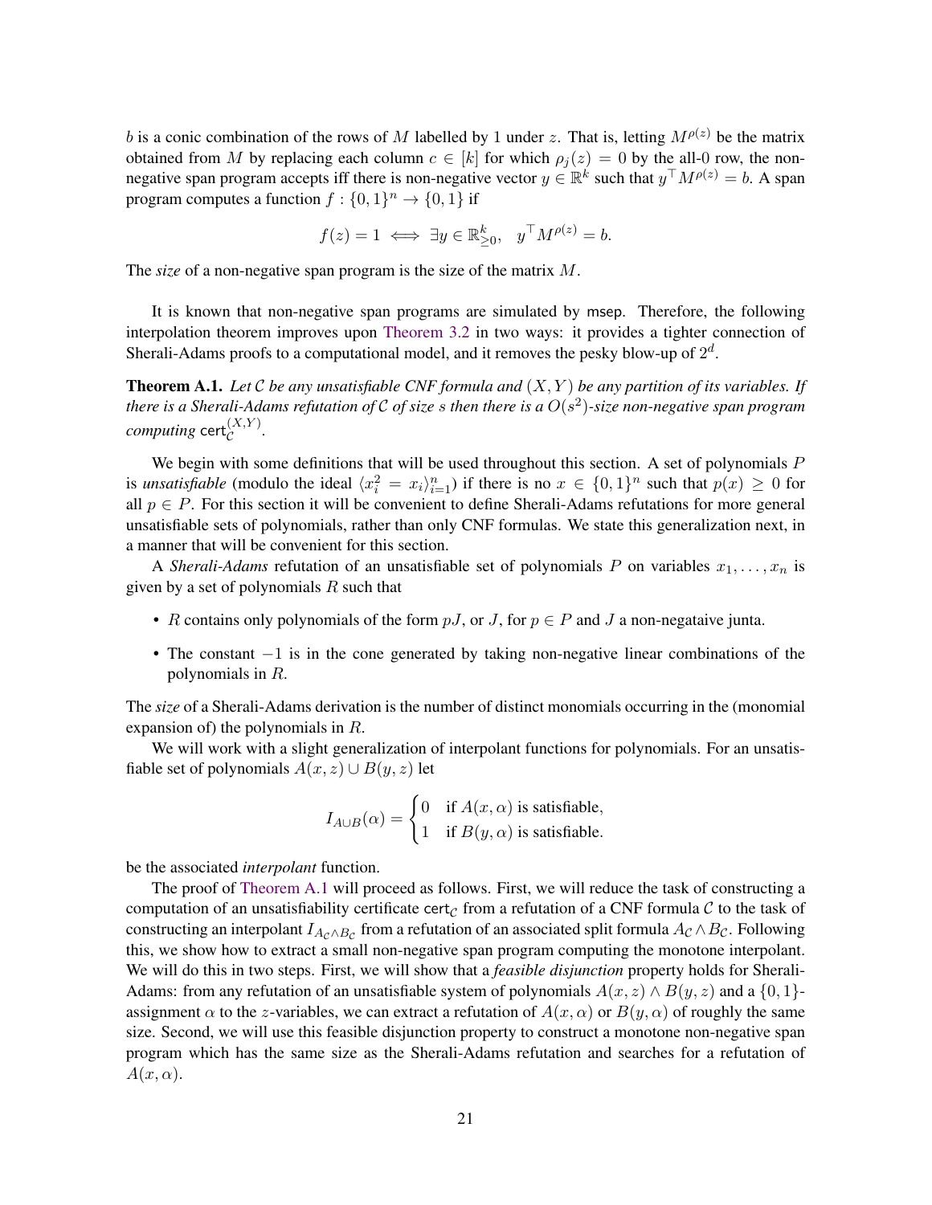$b$ is a conic combination of the rows of $M$ labelled by 1 under $z$. That is, letting $M^{\rho(z)}$ be the matrix obtained from $M$ by replacing each column $c \in [k]$ for which $\rho_j(z) = 0$ by the all-0 row, the non-negative span program accepts iff there is non-negative vector $y \in \mathbb{R}^k$ such that $y^\top M^{\rho(z)} = b$. A span program computes a function $f : \{0,1\}^n \to \{0,1\}$ if

$$f(z) = 1 \iff \exists y \in \mathbb{R}^k_{\geq 0}, \quad y^\top M^{\rho(z)} = b.$$

The *size* of a non-negative span program is the size of the matrix $M$.

It is known that non-negative span programs are simulated by msep. Therefore, the following interpolation theorem improves upon Theorem 3.2 in two ways: it provides a tighter connection of Sherali-Adams proofs to a computational model, and it removes the pesky blow-up of $2^d$.

**Theorem A.1.** *Let $\mathcal{C}$ be any unsatisfiable CNF formula and $(X, Y)$ be any partition of its variables. If there is a Sherali-Adams refutation of $\mathcal{C}$ of size $s$ then there is a $O(s^2)$-size non-negative span program computing $\mathsf{cert}_{\mathcal{C}}^{(X,Y)}$.*

We begin with some definitions that will be used throughout this section. A set of polynomials $P$ is *unsatisfiable* (modulo the ideal $\langle x_i^2 = x_i \rangle_{i=1}^n$) if there is no $x \in \{0,1\}^n$ such that $p(x) \geq 0$ for all $p \in P$. For this section it will be convenient to define Sherali-Adams refutations for more general unsatisfiable sets of polynomials, rather than only CNF formulas. We state this generalization next, in a manner that will be convenient for this section.

A *Sherali-Adams* refutation of an unsatisfiable set of polynomials $P$ on variables $x_1, \dots, x_n$ is given by a set of polynomials $R$ such that

- $R$ contains only polynomials of the form $pJ$, or $J$, for $p \in P$ and $J$ a non-negataive junta.
- The constant $-1$ is in the cone generated by taking non-negative linear combinations of the polynomials in $R$.

The *size* of a Sherali-Adams derivation is the number of distinct monomials occurring in the (monomial expansion of) the polynomials in $R$.

We will work with a slight generalization of interpolant functions for polynomials. For an unsatisfiable set of polynomials $A(x,z) \cup B(y,z)$ let

$$I_{A \cup B}(\alpha) = \begin{cases} 0 & \text{if } A(x,\alpha) \text{ is satisfiable,} \\ 1 & \text{if } B(y,\alpha) \text{ is satisfiable.} \end{cases}$$

be the associated *interpolant* function.

The proof of Theorem A.1 will proceed as follows. First, we will reduce the task of constructing a computation of an unsatisfiability certificate $\mathsf{cert}_{\mathcal{C}}$ from a refutation of a CNF formula $\mathcal{C}$ to the task of constructing an interpolant $I_{A_{\mathcal{C}} \wedge B_{\mathcal{C}}}$ from a refutation of an associated split formula $A_{\mathcal{C}} \wedge B_{\mathcal{C}}$. Following this, we show how to extract a small non-negative span program computing the monotone interpolant. We will do this in two steps. First, we will show that a *feasible disjunction* property holds for Sherali-Adams: from any refutation of an unsatisfiable system of polynomials $A(x,z) \wedge B(y,z)$ and a $\{0,1\}$-assignment $\alpha$ to the $z$-variables, we can extract a refutation of $A(x,\alpha)$ or $B(y,\alpha)$ of roughly the same size. Second, we will use this feasible disjunction property to construct a monotone non-negative span program which has the same size as the Sherali-Adams refutation and searches for a refutation of $A(x,\alpha)$.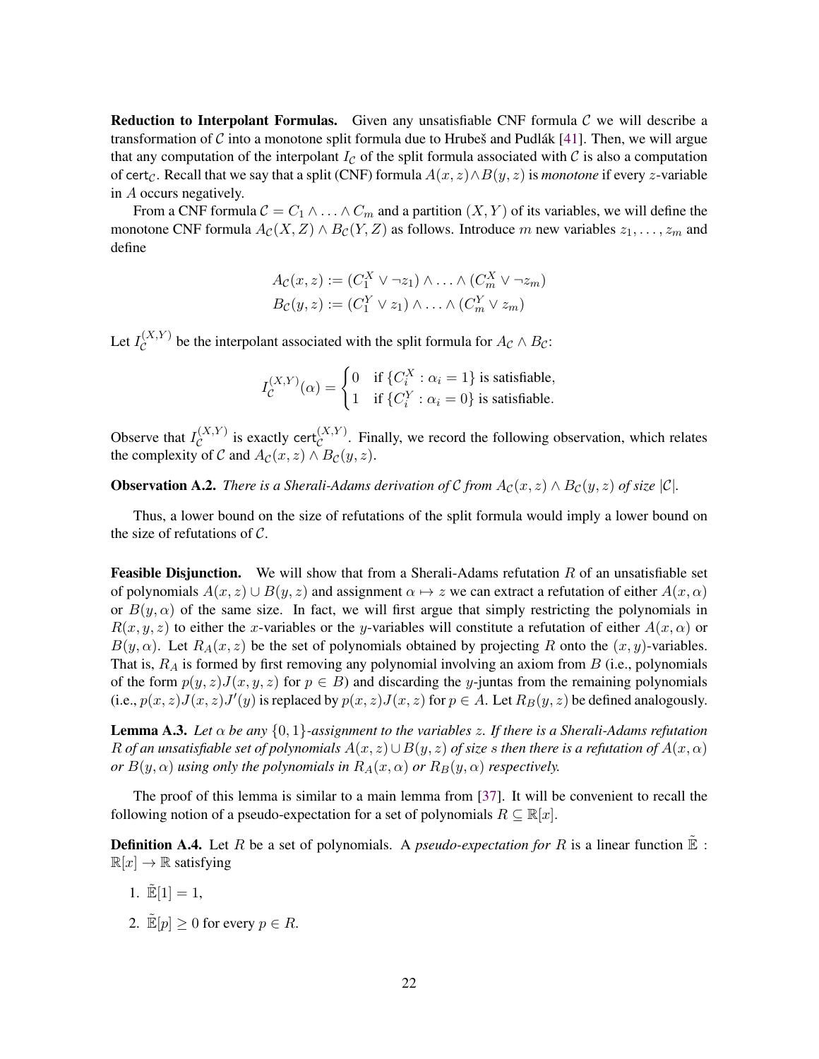**Reduction to Interpolant Formulas.** Given any unsatisfiable CNF formula $\mathcal{C}$ we will describe a transformation of $\mathcal{C}$ into a monotone split formula due to Hrubeš and Pudlák [41]. Then, we will argue that any computation of the interpolant $I_\mathcal{C}$ of the split formula associated with $\mathcal{C}$ is also a computation of $\mathsf{cert}_\mathcal{C}$. Recall that we say that a split (CNF) formula $A(x,z) \wedge B(y,z)$ is *monotone* if every $z$-variable in $A$ occurs negatively.

From a CNF formula $\mathcal{C} = C_1 \wedge \ldots \wedge C_m$ and a partition $(X, Y)$ of its variables, we will define the monotone CNF formula $A_\mathcal{C}(X, Z) \wedge B_\mathcal{C}(Y, Z)$ as follows. Introduce $m$ new variables $z_1, \ldots, z_m$ and define

$$A_\mathcal{C}(x,z) := (C_1^X \vee \neg z_1) \wedge \ldots \wedge (C_m^X \vee \neg z_m)$$
$$B_\mathcal{C}(y,z) := (C_1^Y \vee z_1) \wedge \ldots \wedge (C_m^Y \vee z_m)$$

Let $I_\mathcal{C}^{(X,Y)}$ be the interpolant associated with the split formula for $A_\mathcal{C} \wedge B_\mathcal{C}$:

$$I_\mathcal{C}^{(X,Y)}(\alpha) = \begin{cases} 0 & \text{if } \{C_i^X : \alpha_i = 1\} \text{ is satisfiable,} \\ 1 & \text{if } \{C_i^Y : \alpha_i = 0\} \text{ is satisfiable.} \end{cases}$$

Observe that $I_\mathcal{C}^{(X,Y)}$ is exactly $\mathsf{cert}_\mathcal{C}^{(X,Y)}$. Finally, we record the following observation, which relates the complexity of $\mathcal{C}$ and $A_\mathcal{C}(x,z) \wedge B_\mathcal{C}(y,z)$.

**Observation A.2.** *There is a Sherali-Adams derivation of $\mathcal{C}$ from $A_\mathcal{C}(x,z) \wedge B_\mathcal{C}(y,z)$ of size $|\mathcal{C}|$.*

Thus, a lower bound on the size of refutations of the split formula would imply a lower bound on the size of refutations of $\mathcal{C}$.

**Feasible Disjunction.** We will show that from a Sherali-Adams refutation $R$ of an unsatisfiable set of polynomials $A(x,z) \cup B(y,z)$ and assignment $\alpha \mapsto z$ we can extract a refutation of either $A(x,\alpha)$ or $B(y,\alpha)$ of the same size. In fact, we will first argue that simply restricting the polynomials in $R(x,y,z)$ to either the $x$-variables or the $y$-variables will constitute a refutation of either $A(x,\alpha)$ or $B(y,\alpha)$. Let $R_A(x,z)$ be the set of polynomials obtained by projecting $R$ onto the $(x,y)$-variables. That is, $R_A$ is formed by first removing any polynomial involving an axiom from $B$ (i.e., polynomials of the form $p(y,z)J(x,y,z)$ for $p \in B$) and discarding the $y$-juntas from the remaining polynomials (i.e., $p(x,z)J(x,z)J'(y)$ is replaced by $p(x,z)J(x,z)$ for $p \in A$. Let $R_B(y,z)$ be defined analogously.

**Lemma A.3.** *Let $\alpha$ be any $\{0,1\}$-assignment to the variables $z$. If there is a Sherali-Adams refutation $R$ of an unsatisfiable set of polynomials $A(x,z) \cup B(y,z)$ of size $s$ then there is a refutation of $A(x,\alpha)$ or $B(y,\alpha)$ using only the polynomials in $R_A(x,\alpha)$ or $R_B(y,\alpha)$ respectively.*

The proof of this lemma is similar to a main lemma from [37]. It will be convenient to recall the following notion of a pseudo-expectation for a set of polynomials $R \subseteq \mathbb{R}[x]$.

**Definition A.4.** Let $R$ be a set of polynomials. A *pseudo-expectation for* $R$ is a linear function $\tilde{\mathbb{E}} : \mathbb{R}[x] \to \mathbb{R}$ satisfying

1. $\tilde{\mathbb{E}}[1] = 1$,
2. $\tilde{\mathbb{E}}[p] \geq 0$ for every $p \in R$.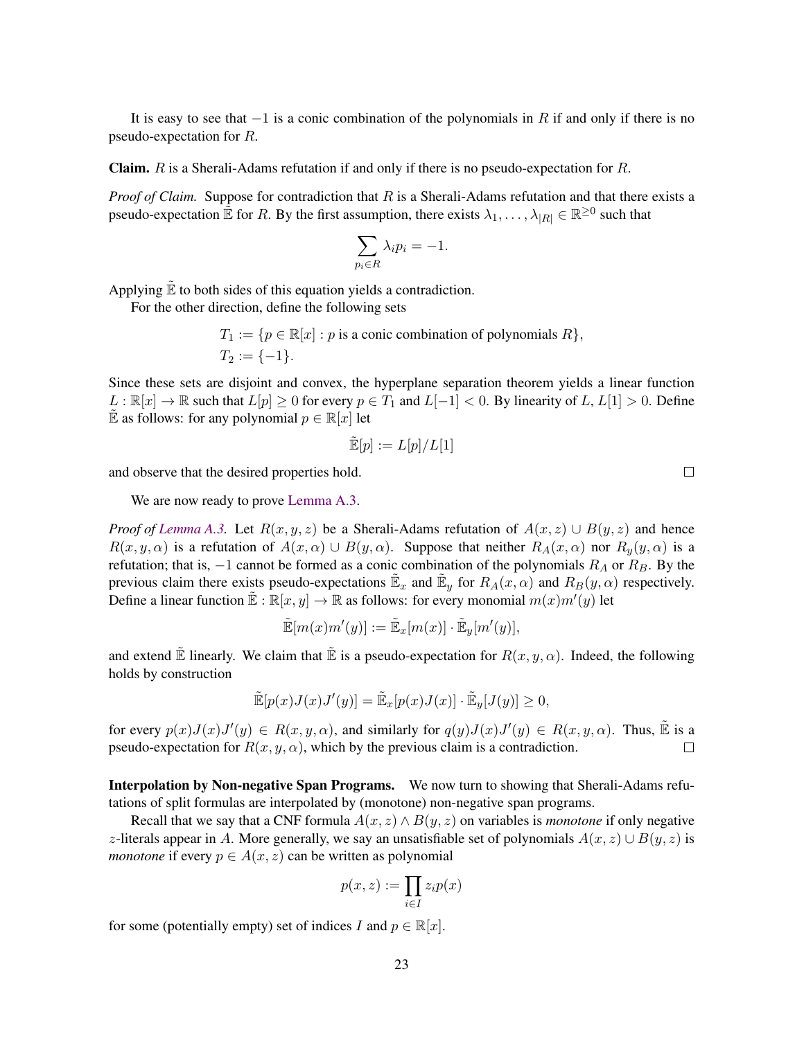It is easy to see that $-1$ is a conic combination of the polynomials in $R$ if and only if there is no pseudo-expectation for $R$.

**Claim.** $R$ is a Sherali-Adams refutation if and only if there is no pseudo-expectation for $R$.

*Proof of Claim.* Suppose for contradiction that $R$ is a Sherali-Adams refutation and that there exists a pseudo-expectation $\tilde{\mathbb{E}}$ for $R$. By the first assumption, there exists $\lambda_1, \ldots, \lambda_{|R|} \in \mathbb{R}^{\geq 0}$ such that

$$\sum_{p_i \in R} \lambda_i p_i = -1.$$

Applying $\tilde{\mathbb{E}}$ to both sides of this equation yields a contradiction.

For the other direction, define the following sets

$$T_1 := \{p \in \mathbb{R}[x] : p \text{ is a conic combination of polynomials } R\},$$
$$T_2 := \{-1\}.$$

Since these sets are disjoint and convex, the hyperplane separation theorem yields a linear function $L : \mathbb{R}[x] \to \mathbb{R}$ such that $L[p] \geq 0$ for every $p \in T_1$ and $L[-1] < 0$. By linearity of $L$, $L[1] > 0$. Define $\tilde{\mathbb{E}}$ as follows: for any polynomial $p \in \mathbb{R}[x]$ let

$$\tilde{\mathbb{E}}[p] := L[p]/L[1]$$

and observe that the desired properties hold. $\square$

We are now ready to prove Lemma A.3.

*Proof of Lemma A.3.* Let $R(x, y, z)$ be a Sherali-Adams refutation of $A(x, z) \cup B(y, z)$ and hence $R(x, y, \alpha)$ is a refutation of $A(x, \alpha) \cup B(y, \alpha)$. Suppose that neither $R_A(x, \alpha)$ nor $R_y(y, \alpha)$ is a refutation; that is, $-1$ cannot be formed as a conic combination of the polynomials $R_A$ or $R_B$. By the previous claim there exists pseudo-expectations $\tilde{\mathbb{E}}_x$ and $\tilde{\mathbb{E}}_y$ for $R_A(x, \alpha)$ and $R_B(y, \alpha)$ respectively. Define a linear function $\tilde{\mathbb{E}} : \mathbb{R}[x, y] \to \mathbb{R}$ as follows: for every monomial $m(x)m'(y)$ let

$$\tilde{\mathbb{E}}[m(x)m'(y)] := \tilde{\mathbb{E}}_x[m(x)] \cdot \tilde{\mathbb{E}}_y[m'(y)],$$

and extend $\tilde{\mathbb{E}}$ linearly. We claim that $\tilde{\mathbb{E}}$ is a pseudo-expectation for $R(x, y, \alpha)$. Indeed, the following holds by construction

$$\tilde{\mathbb{E}}[p(x)J(x)J'(y)] = \tilde{\mathbb{E}}_x[p(x)J(x)] \cdot \tilde{\mathbb{E}}_y[J(y)] \geq 0,$$

for every $p(x)J(x)J'(y) \in R(x, y, \alpha)$, and similarly for $q(y)J(x)J'(y) \in R(x, y, \alpha)$. Thus, $\tilde{\mathbb{E}}$ is a pseudo-expectation for $R(x, y, \alpha)$, which by the previous claim is a contradiction. $\square$

**Interpolation by Non-negative Span Programs.** We now turn to showing that Sherali-Adams refutations of split formulas are interpolated by (monotone) non-negative span programs.

Recall that we say that a CNF formula $A(x, z) \wedge B(y, z)$ on variables is *monotone* if only negative $z$-literals appear in $A$. More generally, we say an unsatisfiable set of polynomials $A(x, z) \cup B(y, z)$ is *monotone* if every $p \in A(x, z)$ can be written as polynomial

$$p(x, z) := \prod_{i \in I} z_i p(x)$$

for some (potentially empty) set of indices $I$ and $p \in \mathbb{R}[x]$.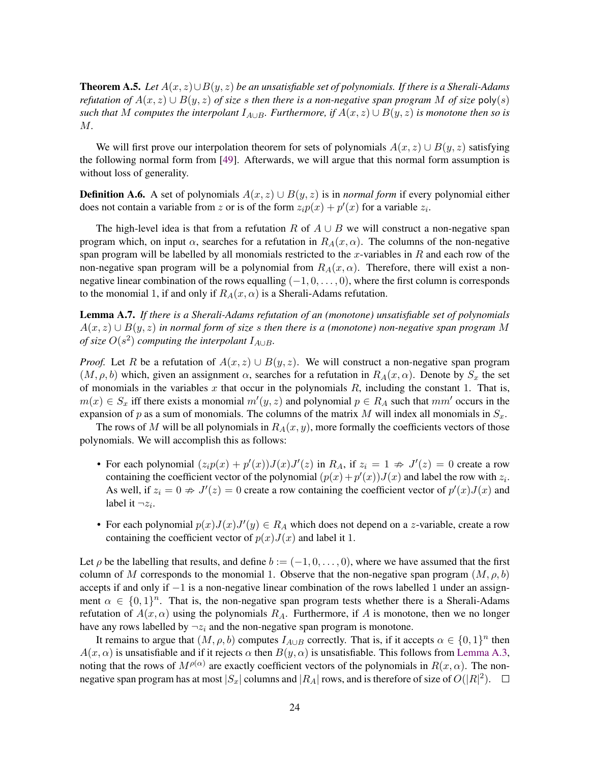**Theorem A.5.** *Let $A(x,z) \cup B(y,z)$ be an unsatisfiable set of polynomials. If there is a Sherali-Adams refutation of $A(x,z) \cup B(y,z)$ of size $s$ then there is a non-negative span program $M$ of size $\mathsf{poly}(s)$ such that $M$ computes the interpolant $I_{A \cup B}$. Furthermore, if $A(x,z) \cup B(y,z)$ is monotone then so is $M$.*

We will first prove our interpolation theorem for sets of polynomials $A(x,z) \cup B(y,z)$ satisfying the following normal form from [49]. Afterwards, we will argue that this normal form assumption is without loss of generality.

**Definition A.6.** A set of polynomials $A(x,z) \cup B(y,z)$ is in *normal form* if every polynomial either does not contain a variable from $z$ or is of the form $z_i p(x) + p'(x)$ for a variable $z_i$.

The high-level idea is that from a refutation $R$ of $A \cup B$ we will construct a non-negative span program which, on input $\alpha$, searches for a refutation in $R_A(x, \alpha)$. The columns of the non-negative span program will be labelled by all monomials restricted to the $x$-variables in $R$ and each row of the non-negative span program will be a polynomial from $R_A(x, \alpha)$. Therefore, there will exist a non-negative linear combination of the rows equalling $(-1, 0, \ldots, 0)$, where the first column is corresponds to the monomial 1, if and only if $R_A(x, \alpha)$ is a Sherali-Adams refutation.

**Lemma A.7.** *If there is a Sherali-Adams refutation of an (monotone) unsatisfiable set of polynomials $A(x,z) \cup B(y,z)$ in normal form of size $s$ then there is a (monotone) non-negative span program $M$ of size $O(s^2)$ computing the interpolant $I_{A \cup B}$.*

*Proof.* Let $R$ be a refutation of $A(x,z) \cup B(y,z)$. We will construct a non-negative span program $(M, \rho, b)$ which, given an assignment $\alpha$, searches for a refutation in $R_A(x, \alpha)$. Denote by $S_x$ the set of monomials in the variables $x$ that occur in the polynomials $R$, including the constant 1. That is, $m(x) \in S_x$ iff there exists a monomial $m'(y,z)$ and polynomial $p \in R_A$ such that $mm'$ occurs in the expansion of $p$ as a sum of monomials. The columns of the matrix $M$ will index all monomials in $S_x$.

The rows of $M$ will be all polynomials in $R_A(x,y)$, more formally the coefficients vectors of those polynomials. We will accomplish this as follows:

- For each polynomial $(z_i p(x) + p'(x)) J(x) J'(z)$ in $R_A$, if $z_i = 1 \not\Rightarrow J'(z) = 0$ create a row containing the coefficient vector of the polynomial $(p(x) + p'(x)) J(x)$ and label the row with $z_i$. As well, if $z_i = 0 \not\Rightarrow J'(z) = 0$ create a row containing the coefficient vector of $p'(x) J(x)$ and label it $\neg z_i$.
- For each polynomial $p(x) J(x) J'(y) \in R_A$ which does not depend on a $z$-variable, create a row containing the coefficient vector of $p(x) J(x)$ and label it 1.

Let $\rho$ be the labelling that results, and define $b := (-1, 0, \ldots, 0)$, where we have assumed that the first column of $M$ corresponds to the monomial 1. Observe that the non-negative span program $(M, \rho, b)$ accepts if and only if $-1$ is a non-negative linear combination of the rows labelled 1 under an assignment $\alpha \in \{0,1\}^n$. That is, the non-negative span program tests whether there is a Sherali-Adams refutation of $A(x, \alpha)$ using the polynomials $R_A$. Furthermore, if $A$ is monotone, then we no longer have any rows labelled by $\neg z_i$ and the non-negative span program is monotone.

It remains to argue that $(M, \rho, b)$ computes $I_{A \cup B}$ correctly. That is, if it accepts $\alpha \in \{0,1\}^n$ then $A(x, \alpha)$ is unsatisfiable and if it rejects $\alpha$ then $B(y, \alpha)$ is unsatisfiable. This follows from Lemma A.3, noting that the rows of $M^{\rho(\alpha)}$ are exactly coefficient vectors of the polynomials in $R(x, \alpha)$. The non-negative span program has at most $|S_x|$ columns and $|R_A|$ rows, and is therefore of size of $O(|R|^2)$. $\square$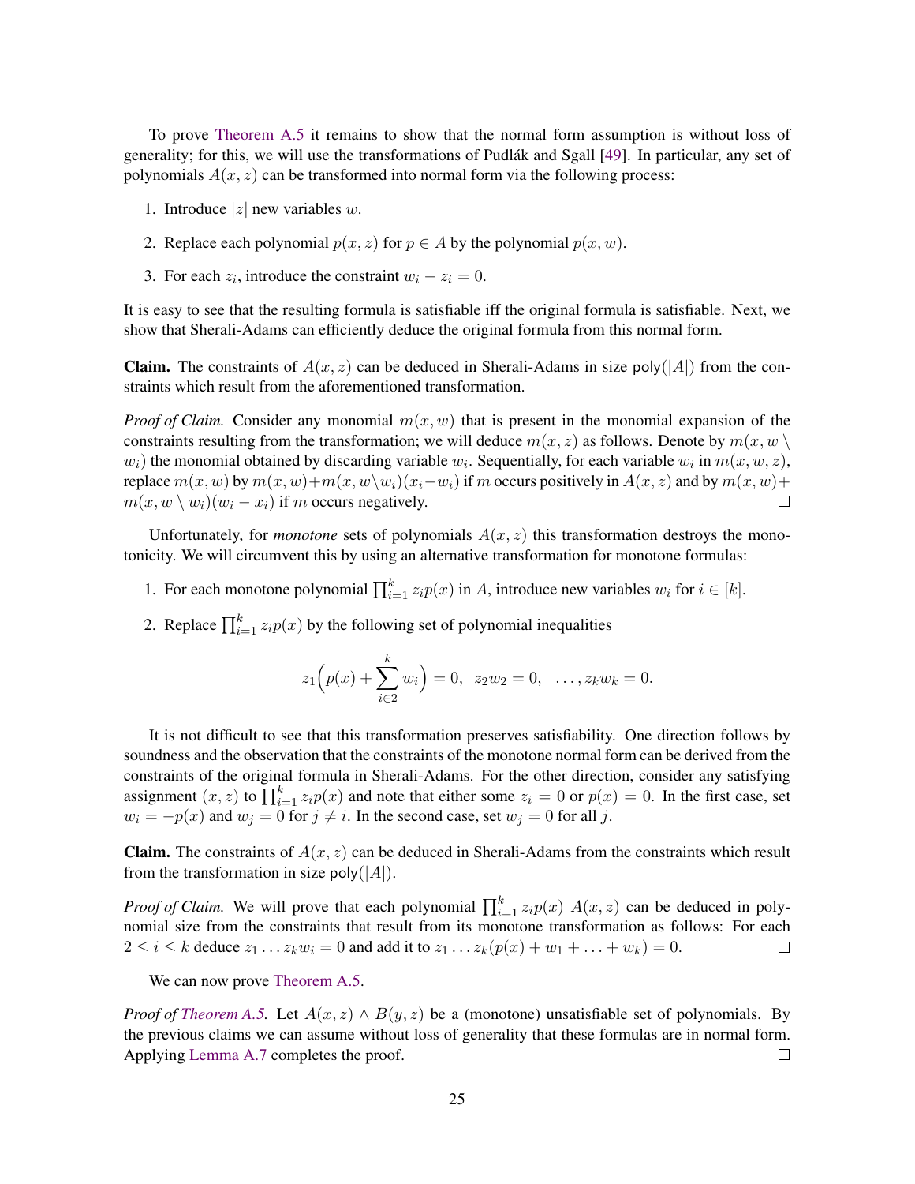To prove Theorem A.5 it remains to show that the normal form assumption is without loss of generality; for this, we will use the transformations of Pudlák and Sgall [49]. In particular, any set of polynomials $A(x, z)$ can be transformed into normal form via the following process:

1. Introduce $|z|$ new variables $w$.
2. Replace each polynomial $p(x, z)$ for $p \in A$ by the polynomial $p(x, w)$.
3. For each $z_i$, introduce the constraint $w_i - z_i = 0$.

It is easy to see that the resulting formula is satisfiable iff the original formula is satisfiable. Next, we show that Sherali-Adams can efficiently deduce the original formula from this normal form.

**Claim.** The constraints of $A(x, z)$ can be deduced in Sherali-Adams in size $\mathsf{poly}(|A|)$ from the constraints which result from the aforementioned transformation.

*Proof of Claim.* Consider any monomial $m(x, w)$ that is present in the monomial expansion of the constraints resulting from the transformation; we will deduce $m(x, z)$ as follows. Denote by $m(x, w \setminus w_i)$ the monomial obtained by discarding variable $w_i$. Sequentially, for each variable $w_i$ in $m(x, w, z)$, replace $m(x, w)$ by $m(x, w) + m(x, w \setminus w_i)(x_i - w_i)$ if $m$ occurs positively in $A(x, z)$ and by $m(x, w) + m(x, w \setminus w_i)(w_i - x_i)$ if $m$ occurs negatively. $\square$

Unfortunately, for *monotone* sets of polynomials $A(x, z)$ this transformation destroys the monotonicity. We will circumvent this by using an alternative transformation for monotone formulas:

1. For each monotone polynomial $\prod_{i=1}^{k} z_i p(x)$ in $A$, introduce new variables $w_i$ for $i \in [k]$.
2. Replace $\prod_{i=1}^{k} z_i p(x)$ by the following set of polynomial inequalities

$$z_1\Big(p(x) + \sum_{i\in 2}^{k} w_i\Big) = 0, \quad z_2 w_2 = 0, \quad \ldots, z_k w_k = 0.$$

It is not difficult to see that this transformation preserves satisfiability. One direction follows by soundness and the observation that the constraints of the monotone normal form can be derived from the constraints of the original formula in Sherali-Adams. For the other direction, consider any satisfying assignment $(x, z)$ to $\prod_{i=1}^{k} z_i p(x)$ and note that either some $z_i = 0$ or $p(x) = 0$. In the first case, set $w_i = -p(x)$ and $w_j = 0$ for $j \neq i$. In the second case, set $w_j = 0$ for all $j$.

**Claim.** The constraints of $A(x, z)$ can be deduced in Sherali-Adams from the constraints which result from the transformation in size $\mathsf{poly}(|A|)$.

*Proof of Claim.* We will prove that each polynomial $\prod_{i=1}^{k} z_i p(x)$ $A(x, z)$ can be deduced in polynomial size from the constraints that result from its monotone transformation as follows: For each $2 \leq i \leq k$ deduce $z_1 \ldots z_k w_i = 0$ and add it to $z_1 \ldots z_k (p(x) + w_1 + \ldots + w_k) = 0$. $\square$

We can now prove Theorem A.5.

*Proof of Theorem A.5.* Let $A(x, z) \wedge B(y, z)$ be a (monotone) unsatisfiable set of polynomials. By the previous claims we can assume without loss of generality that these formulas are in normal form. Applying Lemma A.7 completes the proof. $\square$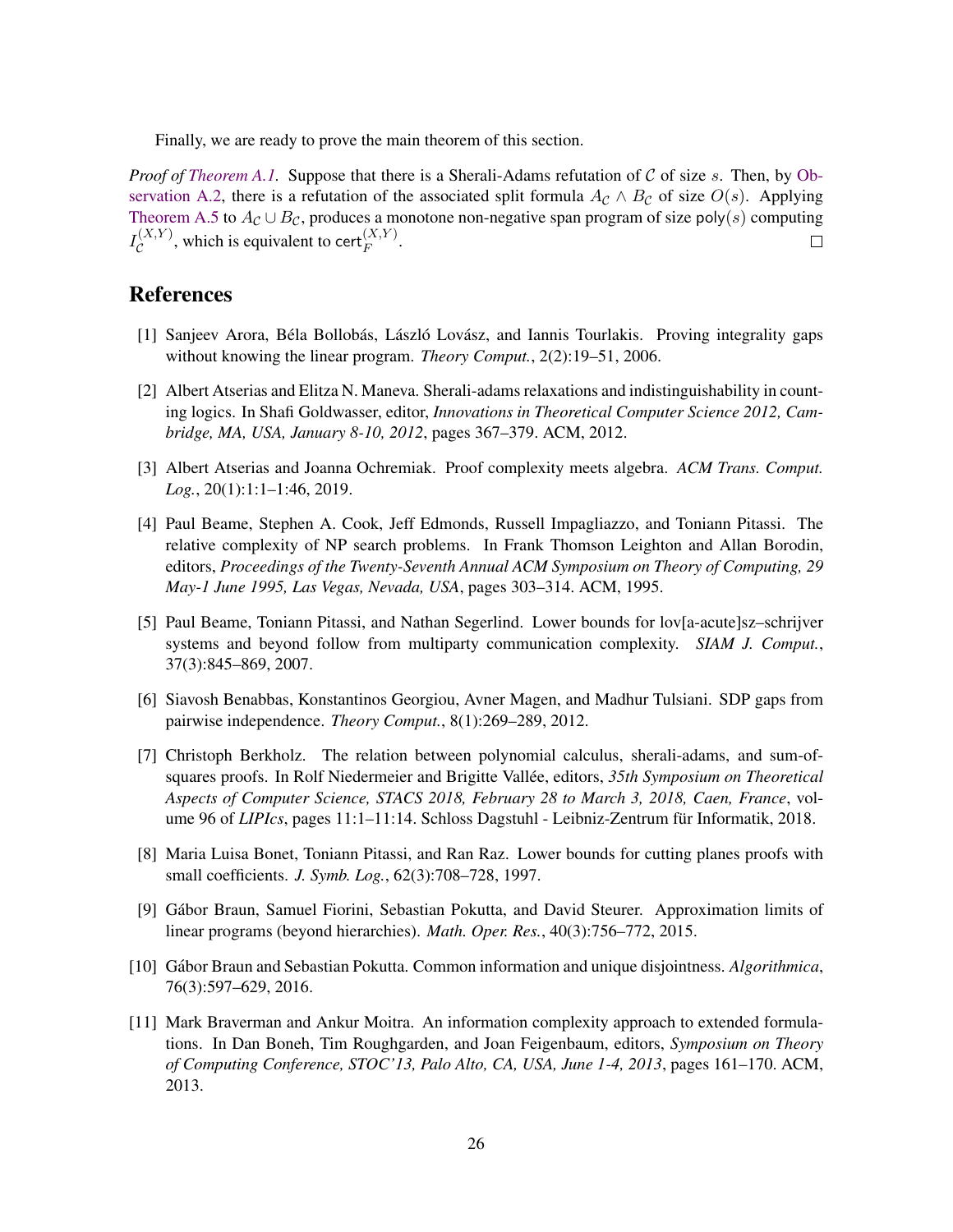Finally, we are ready to prove the main theorem of this section.

*Proof of Theorem A.1.* Suppose that there is a Sherali-Adams refutation of $\mathcal{C}$ of size $s$. Then, by Observation A.2, there is a refutation of the associated split formula $A_{\mathcal{C}} \wedge B_{\mathcal{C}}$ of size $O(s)$. Applying Theorem A.5 to $A_{\mathcal{C}} \cup B_{\mathcal{C}}$, produces a monotone non-negative span program of size $\mathsf{poly}(s)$ computing $I_{\mathcal{C}}^{(X,Y)}$, which is equivalent to $\mathsf{cert}_F^{(X,Y)}$. □

## References

[1] Sanjeev Arora, Béla Bollobás, László Lovász, and Iannis Tourlakis. Proving integrality gaps without knowing the linear program. *Theory Comput.*, 2(2):19–51, 2006.

[2] Albert Atserias and Elitza N. Maneva. Sherali-adams relaxations and indistinguishability in counting logics. In Shafi Goldwasser, editor, *Innovations in Theoretical Computer Science 2012, Cambridge, MA, USA, January 8-10, 2012*, pages 367–379. ACM, 2012.

[3] Albert Atserias and Joanna Ochremiak. Proof complexity meets algebra. *ACM Trans. Comput. Log.*, 20(1):1:1–1:46, 2019.

[4] Paul Beame, Stephen A. Cook, Jeff Edmonds, Russell Impagliazzo, and Toniann Pitassi. The relative complexity of NP search problems. In Frank Thomson Leighton and Allan Borodin, editors, *Proceedings of the Twenty-Seventh Annual ACM Symposium on Theory of Computing, 29 May-1 June 1995, Las Vegas, Nevada, USA*, pages 303–314. ACM, 1995.

[5] Paul Beame, Toniann Pitassi, and Nathan Segerlind. Lower bounds for lov[a-acute]sz–schrijver systems and beyond follow from multiparty communication complexity. *SIAM J. Comput.*, 37(3):845–869, 2007.

[6] Siavosh Benabbas, Konstantinos Georgiou, Avner Magen, and Madhur Tulsiani. SDP gaps from pairwise independence. *Theory Comput.*, 8(1):269–289, 2012.

[7] Christoph Berkholz. The relation between polynomial calculus, sherali-adams, and sum-of-squares proofs. In Rolf Niedermeier and Brigitte Vallée, editors, *35th Symposium on Theoretical Aspects of Computer Science, STACS 2018, February 28 to March 3, 2018, Caen, France*, volume 96 of *LIPIcs*, pages 11:1–11:14. Schloss Dagstuhl - Leibniz-Zentrum für Informatik, 2018.

[8] Maria Luisa Bonet, Toniann Pitassi, and Ran Raz. Lower bounds for cutting planes proofs with small coefficients. *J. Symb. Log.*, 62(3):708–728, 1997.

[9] Gábor Braun, Samuel Fiorini, Sebastian Pokutta, and David Steurer. Approximation limits of linear programs (beyond hierarchies). *Math. Oper. Res.*, 40(3):756–772, 2015.

[10] Gábor Braun and Sebastian Pokutta. Common information and unique disjointness. *Algorithmica*, 76(3):597–629, 2016.

[11] Mark Braverman and Ankur Moitra. An information complexity approach to extended formulations. In Dan Boneh, Tim Roughgarden, and Joan Feigenbaum, editors, *Symposium on Theory of Computing Conference, STOC'13, Palo Alto, CA, USA, June 1-4, 2013*, pages 161–170. ACM, 2013.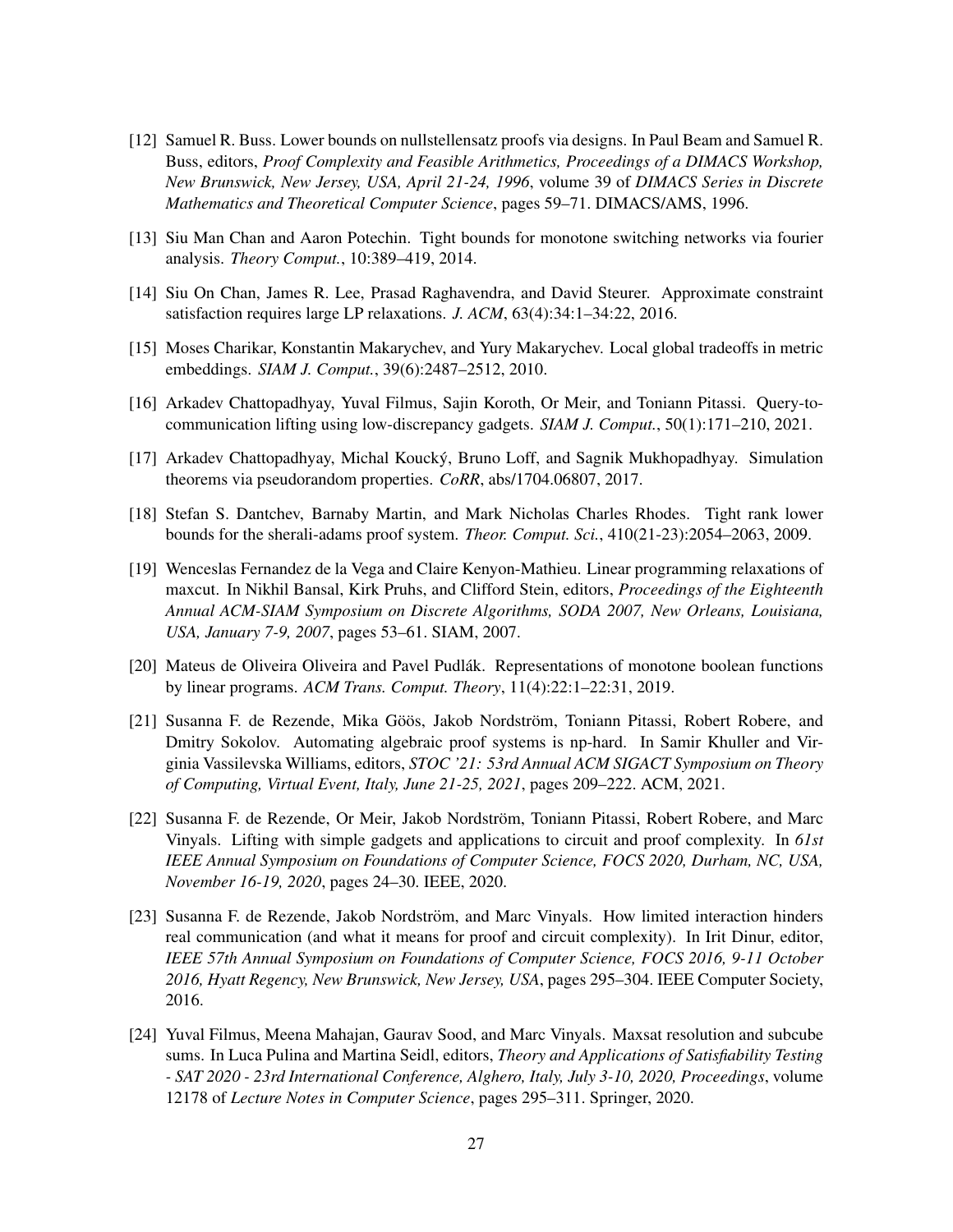[12] Samuel R. Buss. Lower bounds on nullstellensatz proofs via designs. In Paul Beam and Samuel R. Buss, editors, *Proof Complexity and Feasible Arithmetics, Proceedings of a DIMACS Workshop, New Brunswick, New Jersey, USA, April 21-24, 1996*, volume 39 of *DIMACS Series in Discrete Mathematics and Theoretical Computer Science*, pages 59–71. DIMACS/AMS, 1996.

[13] Siu Man Chan and Aaron Potechin. Tight bounds for monotone switching networks via fourier analysis. *Theory Comput.*, 10:389–419, 2014.

[14] Siu On Chan, James R. Lee, Prasad Raghavendra, and David Steurer. Approximate constraint satisfaction requires large LP relaxations. *J. ACM*, 63(4):34:1–34:22, 2016.

[15] Moses Charikar, Konstantin Makarychev, and Yury Makarychev. Local global tradeoffs in metric embeddings. *SIAM J. Comput.*, 39(6):2487–2512, 2010.

[16] Arkadev Chattopadhyay, Yuval Filmus, Sajin Koroth, Or Meir, and Toniann Pitassi. Query-to-communication lifting using low-discrepancy gadgets. *SIAM J. Comput.*, 50(1):171–210, 2021.

[17] Arkadev Chattopadhyay, Michal Koucký, Bruno Loff, and Sagnik Mukhopadhyay. Simulation theorems via pseudorandom properties. *CoRR*, abs/1704.06807, 2017.

[18] Stefan S. Dantchev, Barnaby Martin, and Mark Nicholas Charles Rhodes. Tight rank lower bounds for the sherali-adams proof system. *Theor. Comput. Sci.*, 410(21-23):2054–2063, 2009.

[19] Wenceslas Fernandez de la Vega and Claire Kenyon-Mathieu. Linear programming relaxations of maxcut. In Nikhil Bansal, Kirk Pruhs, and Clifford Stein, editors, *Proceedings of the Eighteenth Annual ACM-SIAM Symposium on Discrete Algorithms, SODA 2007, New Orleans, Louisiana, USA, January 7-9, 2007*, pages 53–61. SIAM, 2007.

[20] Mateus de Oliveira Oliveira and Pavel Pudlák. Representations of monotone boolean functions by linear programs. *ACM Trans. Comput. Theory*, 11(4):22:1–22:31, 2019.

[21] Susanna F. de Rezende, Mika Göös, Jakob Nordström, Toniann Pitassi, Robert Robere, and Dmitry Sokolov. Automating algebraic proof systems is np-hard. In Samir Khuller and Virginia Vassilevska Williams, editors, *STOC '21: 53rd Annual ACM SIGACT Symposium on Theory of Computing, Virtual Event, Italy, June 21-25, 2021*, pages 209–222. ACM, 2021.

[22] Susanna F. de Rezende, Or Meir, Jakob Nordström, Toniann Pitassi, Robert Robere, and Marc Vinyals. Lifting with simple gadgets and applications to circuit and proof complexity. In *61st IEEE Annual Symposium on Foundations of Computer Science, FOCS 2020, Durham, NC, USA, November 16-19, 2020*, pages 24–30. IEEE, 2020.

[23] Susanna F. de Rezende, Jakob Nordström, and Marc Vinyals. How limited interaction hinders real communication (and what it means for proof and circuit complexity). In Irit Dinur, editor, *IEEE 57th Annual Symposium on Foundations of Computer Science, FOCS 2016, 9-11 October 2016, Hyatt Regency, New Brunswick, New Jersey, USA*, pages 295–304. IEEE Computer Society, 2016.

[24] Yuval Filmus, Meena Mahajan, Gaurav Sood, and Marc Vinyals. Maxsat resolution and subcube sums. In Luca Pulina and Martina Seidl, editors, *Theory and Applications of Satisfiability Testing - SAT 2020 - 23rd International Conference, Alghero, Italy, July 3-10, 2020, Proceedings*, volume 12178 of *Lecture Notes in Computer Science*, pages 295–311. Springer, 2020.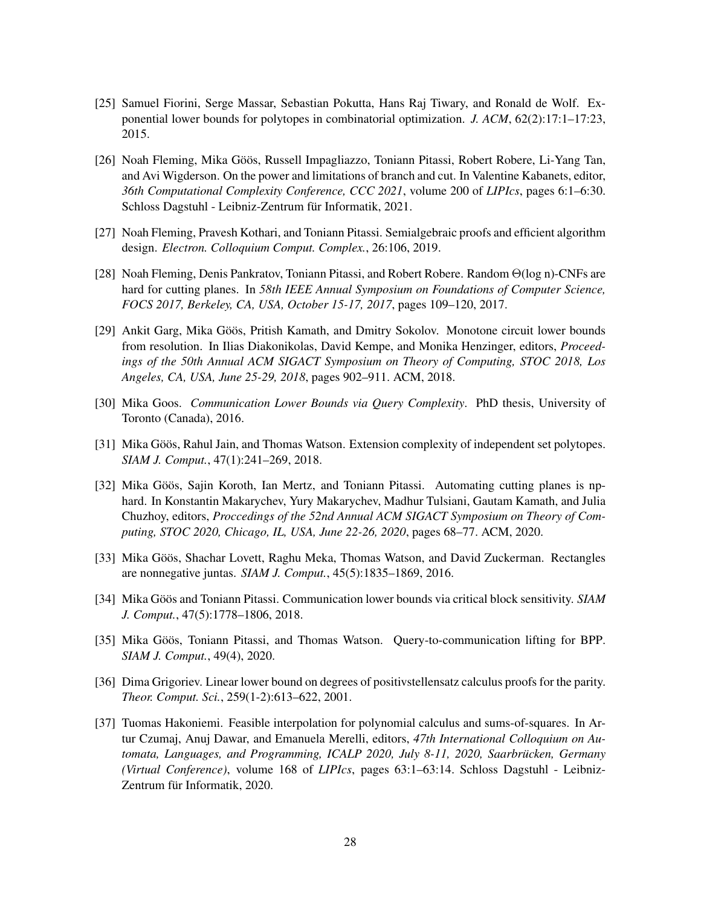[25] Samuel Fiorini, Serge Massar, Sebastian Pokutta, Hans Raj Tiwary, and Ronald de Wolf. Exponential lower bounds for polytopes in combinatorial optimization. *J. ACM*, 62(2):17:1–17:23, 2015.

[26] Noah Fleming, Mika Göös, Russell Impagliazzo, Toniann Pitassi, Robert Robere, Li-Yang Tan, and Avi Wigderson. On the power and limitations of branch and cut. In Valentine Kabanets, editor, *36th Computational Complexity Conference, CCC 2021*, volume 200 of *LIPIcs*, pages 6:1–6:30. Schloss Dagstuhl - Leibniz-Zentrum für Informatik, 2021.

[27] Noah Fleming, Pravesh Kothari, and Toniann Pitassi. Semialgebraic proofs and efficient algorithm design. *Electron. Colloquium Comput. Complex.*, 26:106, 2019.

[28] Noah Fleming, Denis Pankratov, Toniann Pitassi, and Robert Robere. Random Θ(log n)-CNFs are hard for cutting planes. In *58th IEEE Annual Symposium on Foundations of Computer Science, FOCS 2017, Berkeley, CA, USA, October 15-17, 2017*, pages 109–120, 2017.

[29] Ankit Garg, Mika Göös, Pritish Kamath, and Dmitry Sokolov. Monotone circuit lower bounds from resolution. In Ilias Diakonikolas, David Kempe, and Monika Henzinger, editors, *Proceedings of the 50th Annual ACM SIGACT Symposium on Theory of Computing, STOC 2018, Los Angeles, CA, USA, June 25-29, 2018*, pages 902–911. ACM, 2018.

[30] Mika Goos. *Communication Lower Bounds via Query Complexity*. PhD thesis, University of Toronto (Canada), 2016.

[31] Mika Göös, Rahul Jain, and Thomas Watson. Extension complexity of independent set polytopes. *SIAM J. Comput.*, 47(1):241–269, 2018.

[32] Mika Göös, Sajin Koroth, Ian Mertz, and Toniann Pitassi. Automating cutting planes is np-hard. In Konstantin Makarychev, Yury Makarychev, Madhur Tulsiani, Gautam Kamath, and Julia Chuzhoy, editors, *Proccedings of the 52nd Annual ACM SIGACT Symposium on Theory of Computing, STOC 2020, Chicago, IL, USA, June 22-26, 2020*, pages 68–77. ACM, 2020.

[33] Mika Göös, Shachar Lovett, Raghu Meka, Thomas Watson, and David Zuckerman. Rectangles are nonnegative juntas. *SIAM J. Comput.*, 45(5):1835–1869, 2016.

[34] Mika Göös and Toniann Pitassi. Communication lower bounds via critical block sensitivity. *SIAM J. Comput.*, 47(5):1778–1806, 2018.

[35] Mika Göös, Toniann Pitassi, and Thomas Watson. Query-to-communication lifting for BPP. *SIAM J. Comput.*, 49(4), 2020.

[36] Dima Grigoriev. Linear lower bound on degrees of positivstellensatz calculus proofs for the parity. *Theor. Comput. Sci.*, 259(1-2):613–622, 2001.

[37] Tuomas Hakoniemi. Feasible interpolation for polynomial calculus and sums-of-squares. In Artur Czumaj, Anuj Dawar, and Emanuela Merelli, editors, *47th International Colloquium on Automata, Languages, and Programming, ICALP 2020, July 8-11, 2020, Saarbrücken, Germany (Virtual Conference)*, volume 168 of *LIPIcs*, pages 63:1–63:14. Schloss Dagstuhl - Leibniz-Zentrum für Informatik, 2020.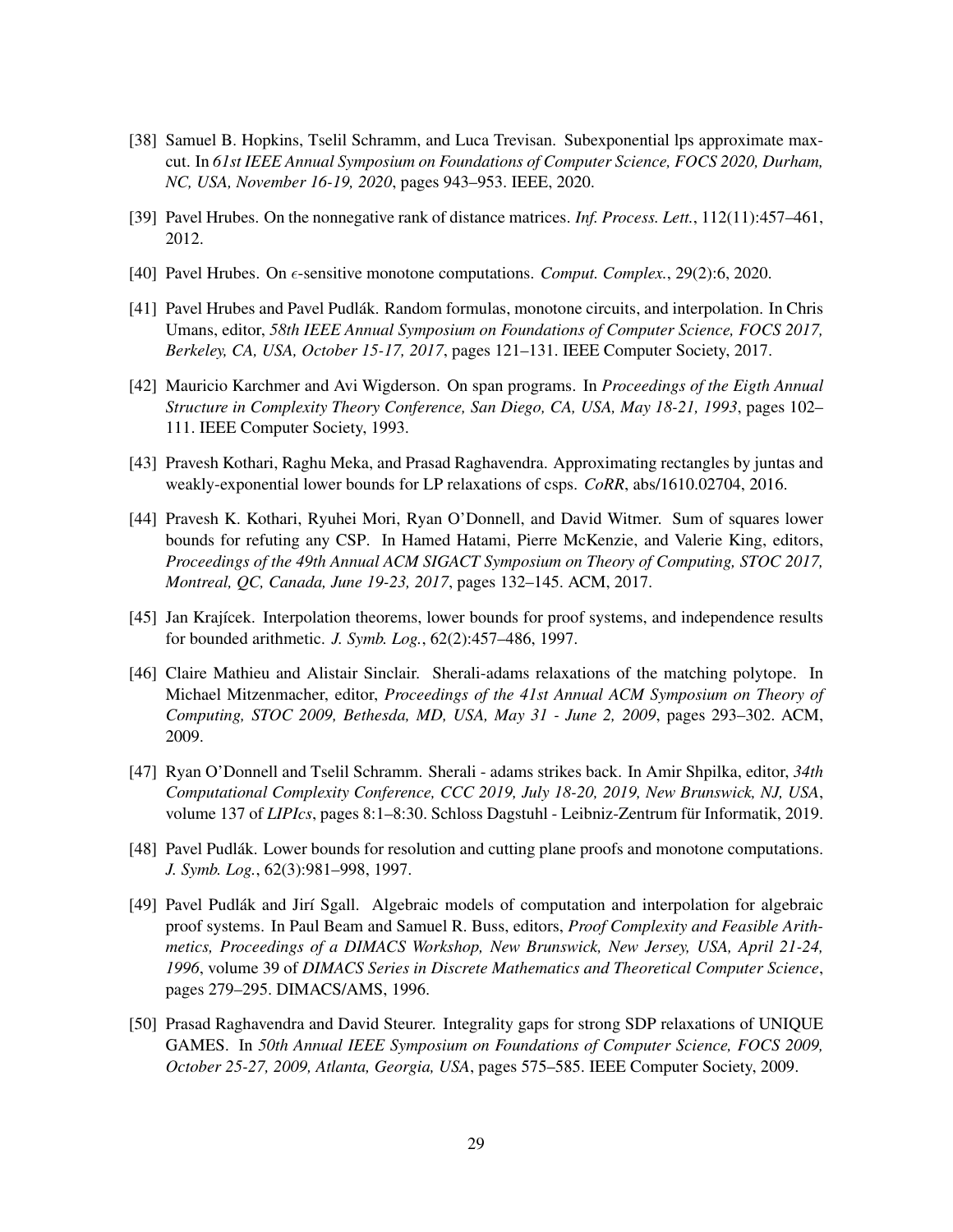[38] Samuel B. Hopkins, Tselil Schramm, and Luca Trevisan. Subexponential lps approximate max-cut. In *61st IEEE Annual Symposium on Foundations of Computer Science, FOCS 2020, Durham, NC, USA, November 16-19, 2020*, pages 943–953. IEEE, 2020.

[39] Pavel Hrubes. On the nonnegative rank of distance matrices. *Inf. Process. Lett.*, 112(11):457–461, 2012.

[40] Pavel Hrubes. On $\epsilon$-sensitive monotone computations. *Comput. Complex.*, 29(2):6, 2020.

[41] Pavel Hrubes and Pavel Pudlák. Random formulas, monotone circuits, and interpolation. In Chris Umans, editor, *58th IEEE Annual Symposium on Foundations of Computer Science, FOCS 2017, Berkeley, CA, USA, October 15-17, 2017*, pages 121–131. IEEE Computer Society, 2017.

[42] Mauricio Karchmer and Avi Wigderson. On span programs. In *Proceedings of the Eigth Annual Structure in Complexity Theory Conference, San Diego, CA, USA, May 18-21, 1993*, pages 102–111. IEEE Computer Society, 1993.

[43] Pravesh Kothari, Raghu Meka, and Prasad Raghavendra. Approximating rectangles by juntas and weakly-exponential lower bounds for LP relaxations of csps. *CoRR*, abs/1610.02704, 2016.

[44] Pravesh K. Kothari, Ryuhei Mori, Ryan O'Donnell, and David Witmer. Sum of squares lower bounds for refuting any CSP. In Hamed Hatami, Pierre McKenzie, and Valerie King, editors, *Proceedings of the 49th Annual ACM SIGACT Symposium on Theory of Computing, STOC 2017, Montreal, QC, Canada, June 19-23, 2017*, pages 132–145. ACM, 2017.

[45] Jan Krajícek. Interpolation theorems, lower bounds for proof systems, and independence results for bounded arithmetic. *J. Symb. Log.*, 62(2):457–486, 1997.

[46] Claire Mathieu and Alistair Sinclair. Sherali-adams relaxations of the matching polytope. In Michael Mitzenmacher, editor, *Proceedings of the 41st Annual ACM Symposium on Theory of Computing, STOC 2009, Bethesda, MD, USA, May 31 - June 2, 2009*, pages 293–302. ACM, 2009.

[47] Ryan O'Donnell and Tselil Schramm. Sherali - adams strikes back. In Amir Shpilka, editor, *34th Computational Complexity Conference, CCC 2019, July 18-20, 2019, New Brunswick, NJ, USA*, volume 137 of *LIPIcs*, pages 8:1–8:30. Schloss Dagstuhl - Leibniz-Zentrum für Informatik, 2019.

[48] Pavel Pudlák. Lower bounds for resolution and cutting plane proofs and monotone computations. *J. Symb. Log.*, 62(3):981–998, 1997.

[49] Pavel Pudlák and Jirí Sgall. Algebraic models of computation and interpolation for algebraic proof systems. In Paul Beam and Samuel R. Buss, editors, *Proof Complexity and Feasible Arithmetics, Proceedings of a DIMACS Workshop, New Brunswick, New Jersey, USA, April 21-24, 1996*, volume 39 of *DIMACS Series in Discrete Mathematics and Theoretical Computer Science*, pages 279–295. DIMACS/AMS, 1996.

[50] Prasad Raghavendra and David Steurer. Integrality gaps for strong SDP relaxations of UNIQUE GAMES. In *50th Annual IEEE Symposium on Foundations of Computer Science, FOCS 2009, October 25-27, 2009, Atlanta, Georgia, USA*, pages 575–585. IEEE Computer Society, 2009.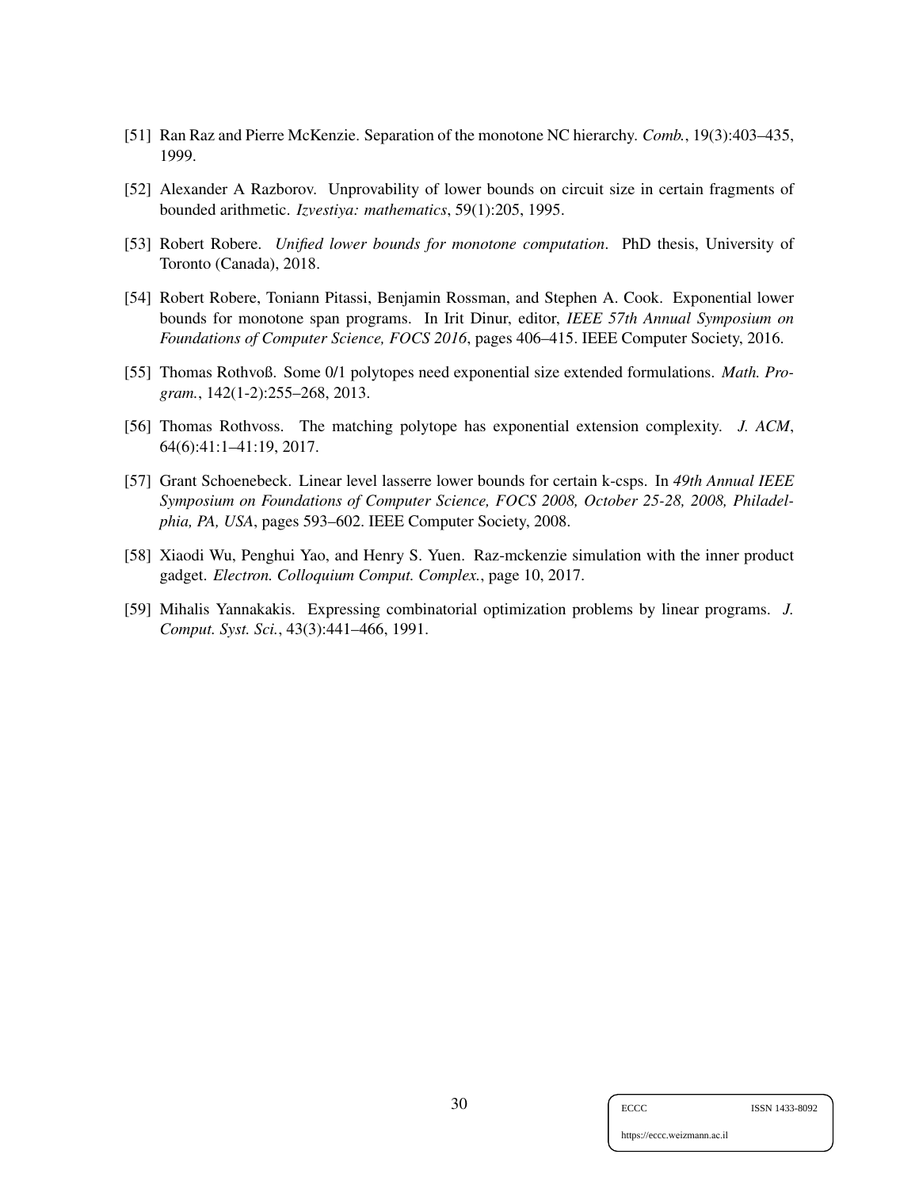[51] Ran Raz and Pierre McKenzie. Separation of the monotone NC hierarchy. *Comb.*, 19(3):403–435, 1999.

[52] Alexander A Razborov. Unprovability of lower bounds on circuit size in certain fragments of bounded arithmetic. *Izvestiya: mathematics*, 59(1):205, 1995.

[53] Robert Robere. *Unified lower bounds for monotone computation*. PhD thesis, University of Toronto (Canada), 2018.

[54] Robert Robere, Toniann Pitassi, Benjamin Rossman, and Stephen A. Cook. Exponential lower bounds for monotone span programs. In Irit Dinur, editor, *IEEE 57th Annual Symposium on Foundations of Computer Science, FOCS 2016*, pages 406–415. IEEE Computer Society, 2016.

[55] Thomas Rothvoß. Some 0/1 polytopes need exponential size extended formulations. *Math. Program.*, 142(1-2):255–268, 2013.

[56] Thomas Rothvoss. The matching polytope has exponential extension complexity. *J. ACM*, 64(6):41:1–41:19, 2017.

[57] Grant Schoenebeck. Linear level lasserre lower bounds for certain k-csps. In *49th Annual IEEE Symposium on Foundations of Computer Science, FOCS 2008, October 25-28, 2008, Philadelphia, PA, USA*, pages 593–602. IEEE Computer Society, 2008.

[58] Xiaodi Wu, Penghui Yao, and Henry S. Yuen. Raz-mckenzie simulation with the inner product gadget. *Electron. Colloquium Comput. Complex.*, page 10, 2017.

[59] Mihalis Yannakakis. Expressing combinatorial optimization problems by linear programs. *J. Comput. Syst. Sci.*, 43(3):441–466, 1991.

ECCC ISSN 1433-8092

https://eccc.weizmann.ac.il